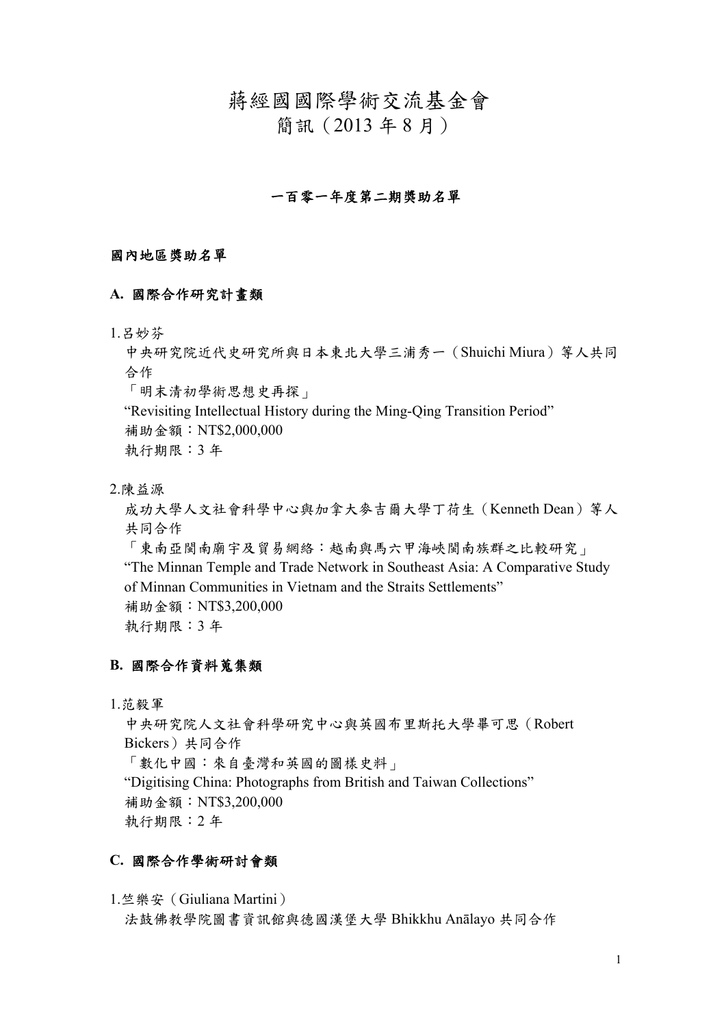# 蔣經國國際學術交流基金會
# 簡訊（2013 年 8 月）

### 一百零一年度第二期獎助名單

**國內地區獎助名單**

**A. 國際合作研究計畫類**

1.呂妙芬
中央研究院近代史研究所與日本東北大學三浦秀一（Shuichi Miura）等人共同合作
「明末清初學術思想史再探」
"Revisiting Intellectual History during the Ming-Qing Transition Period"
補助金額：NT$2,000,000
執行期限：3 年

2.陳益源
成功大學人文社會科學中心與加拿大麥吉爾大學丁荷生（Kenneth Dean）等人共同合作
「東南亞閩南廟宇及貿易網絡：越南與馬六甲海峽閩南族群之比較研究」
"The Minnan Temple and Trade Network in Southeast Asia: A Comparative Study of Minnan Communities in Vietnam and the Straits Settlements"
補助金額：NT$3,200,000
執行期限：3 年

**B. 國際合作資料蒐集類**

1.范毅軍
中央研究院人文社會科學研究中心與英國布里斯托大學畢可思（Robert Bickers）共同合作
「數化中國：來自臺灣和英國的圖樣史料」
"Digitising China: Photographs from British and Taiwan Collections"
補助金額：NT$3,200,000
執行期限：2 年

**C. 國際合作學術研討會類**

1.竺樂安（Giuliana Martini）
法鼓佛教學院圖書資訊館與德國漢堡大學 Bhikkhu Anālayo 共同合作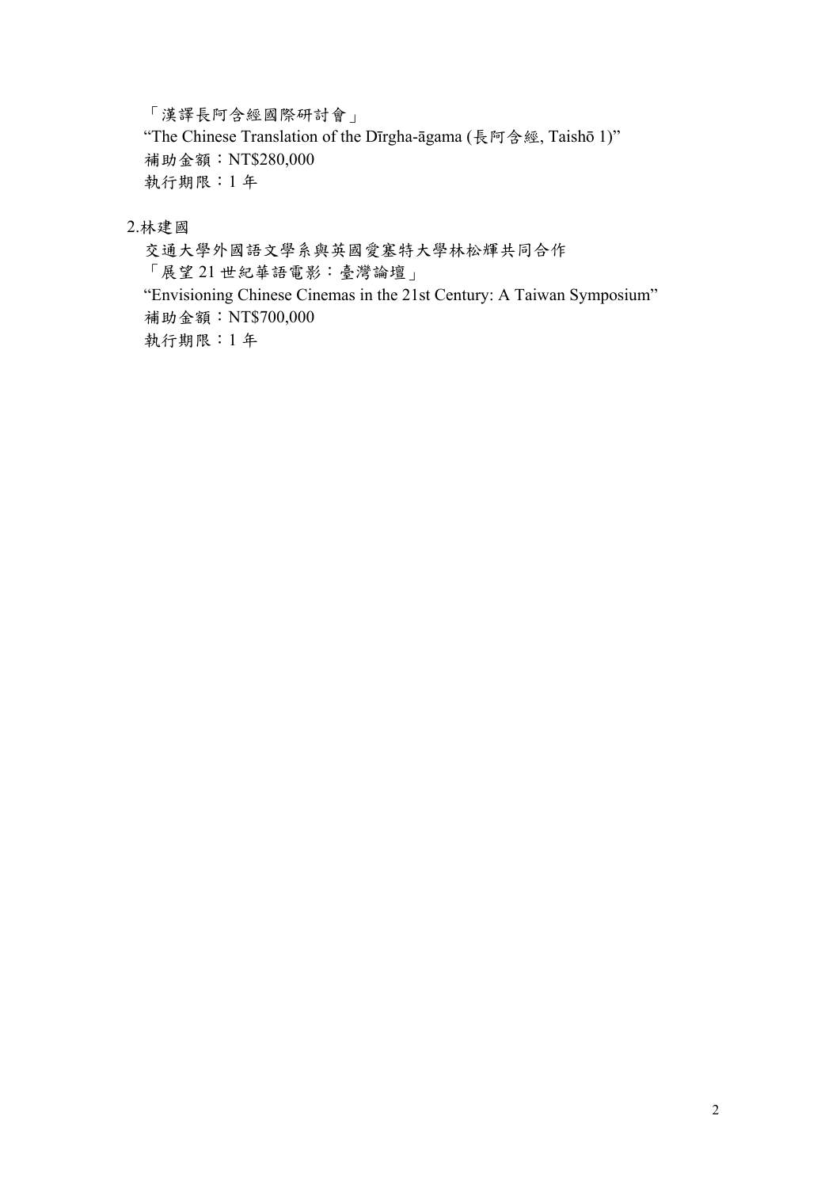「漢譯長阿含經國際研討會」
"The Chinese Translation of the Dīrgha-āgama (長阿含經, Taishō 1)"
補助金額：NT$280,000
執行期限：1 年

2.林建國
交通大學外國語文學系與英國愛塞特大學林松輝共同合作
「展望 21 世紀華語電影：臺灣論壇」
"Envisioning Chinese Cinemas in the 21st Century: A Taiwan Symposium"
補助金額：NT$700,000
執行期限：1 年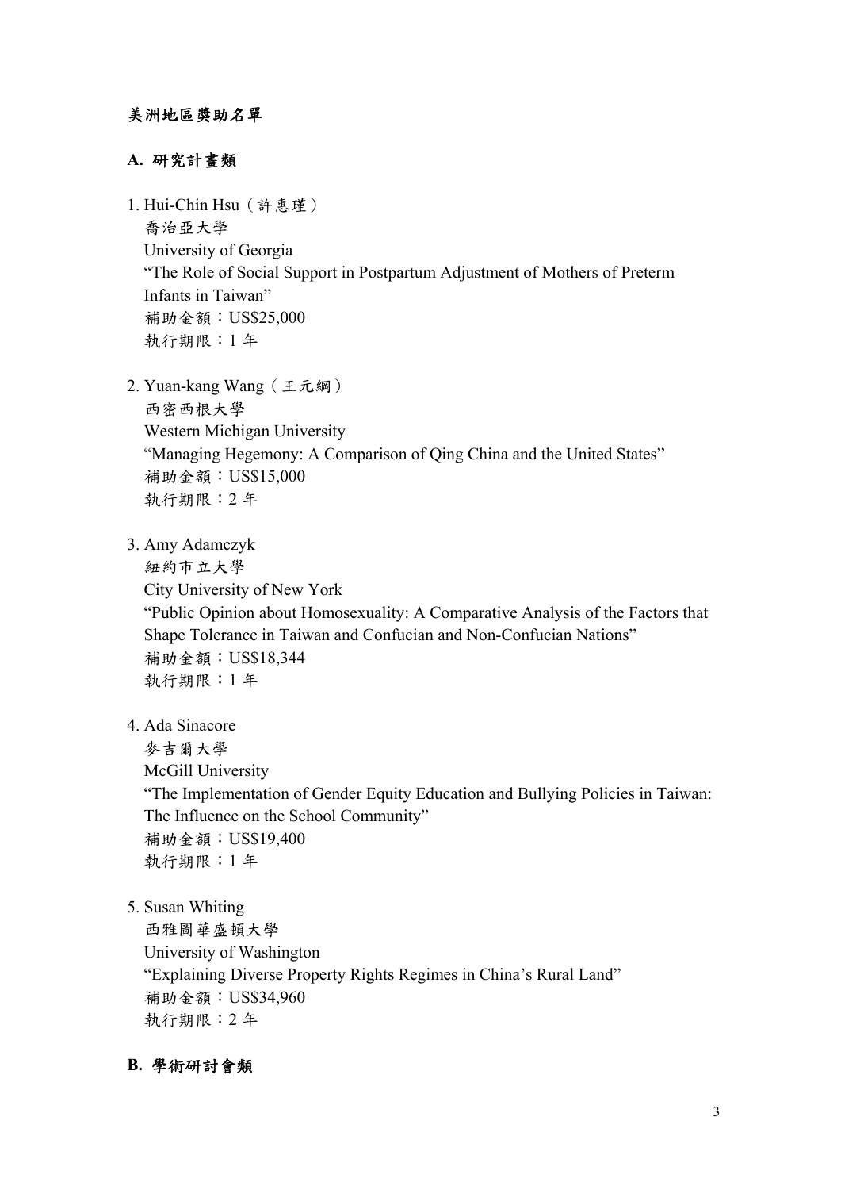**美洲地區獎助名單**

**A. 研究計畫類**

1. Hui-Chin Hsu（許惠瑾）
   喬治亞大學
   University of Georgia
   "The Role of Social Support in Postpartum Adjustment of Mothers of Preterm Infants in Taiwan"
   補助金額：US$25,000
   執行期限：1 年

2. Yuan-kang Wang（王元綱）
   西密西根大學
   Western Michigan University
   "Managing Hegemony: A Comparison of Qing China and the United States"
   補助金額：US$15,000
   執行期限：2 年

3. Amy Adamczyk
   紐約市立大學
   City University of New York
   "Public Opinion about Homosexuality: A Comparative Analysis of the Factors that Shape Tolerance in Taiwan and Confucian and Non-Confucian Nations"
   補助金額：US$18,344
   執行期限：1 年

4. Ada Sinacore
   麥吉爾大學
   McGill University
   "The Implementation of Gender Equity Education and Bullying Policies in Taiwan: The Influence on the School Community"
   補助金額：US$19,400
   執行期限：1 年

5. Susan Whiting
   西雅圖華盛頓大學
   University of Washington
   "Explaining Diverse Property Rights Regimes in China's Rural Land"
   補助金額：US$34,960
   執行期限：2 年

**B. 學術研討會類**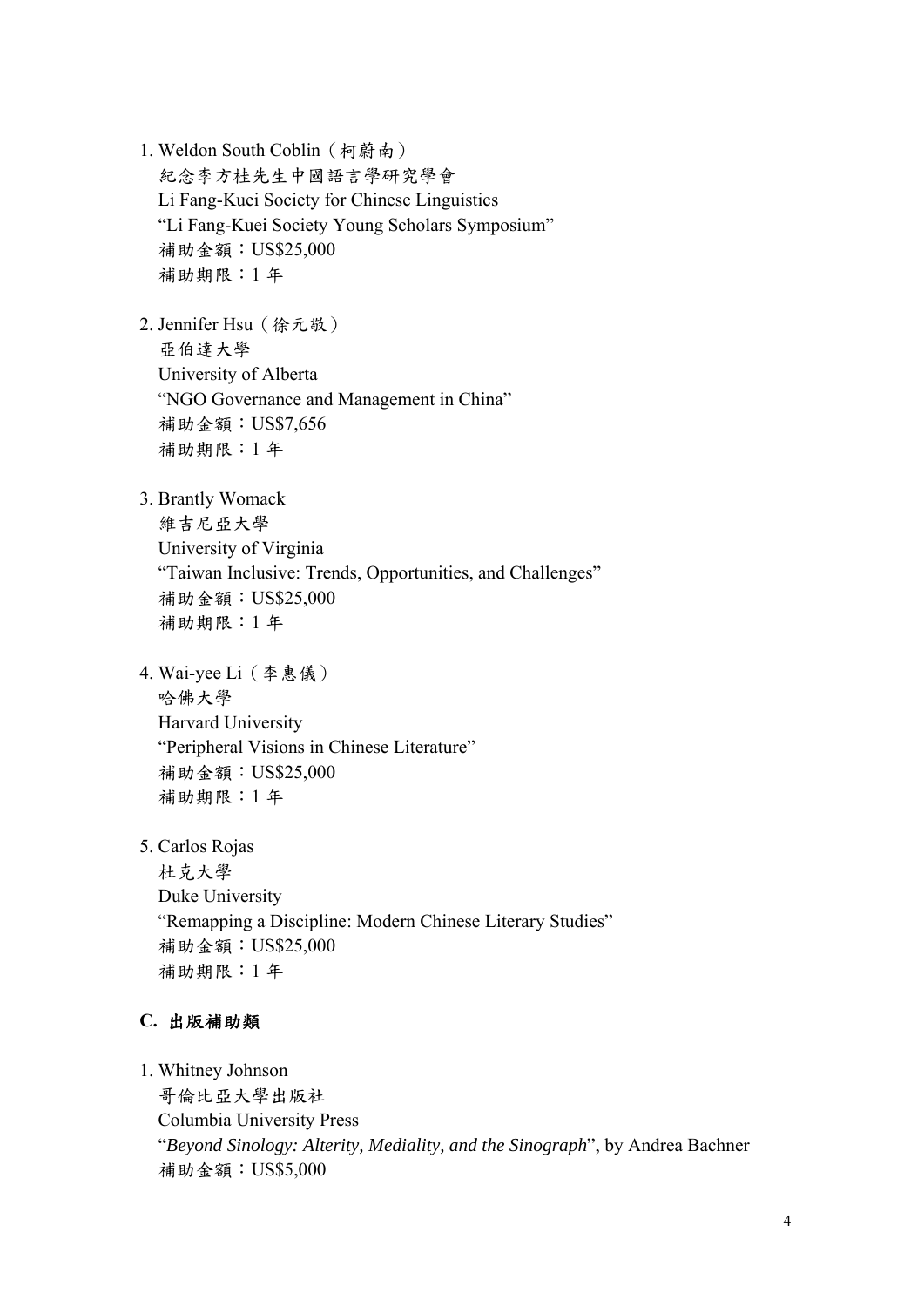1. Weldon South Coblin（柯蔚南）
   紀念李方桂先生中國語言學研究學會
   Li Fang-Kuei Society for Chinese Linguistics
   "Li Fang-Kuei Society Young Scholars Symposium"
   補助金額：US$25,000
   補助期限：1 年

2. Jennifer Hsu（徐元敬）
   亞伯達大學
   University of Alberta
   "NGO Governance and Management in China"
   補助金額：US$7,656
   補助期限：1 年

3. Brantly Womack
   維吉尼亞大學
   University of Virginia
   "Taiwan Inclusive: Trends, Opportunities, and Challenges"
   補助金額：US$25,000
   補助期限：1 年

4. Wai-yee Li（李惠儀）
   哈佛大學
   Harvard University
   "Peripheral Visions in Chinese Literature"
   補助金額：US$25,000
   補助期限：1 年

5. Carlos Rojas
   杜克大學
   Duke University
   "Remapping a Discipline: Modern Chinese Literary Studies"
   補助金額：US$25,000
   補助期限：1 年

### C. 出版補助類

1. Whitney Johnson
   哥倫比亞大學出版社
   Columbia University Press
   "*Beyond Sinology: Alterity, Mediality, and the Sinograph*", by Andrea Bachner
   補助金額：US$5,000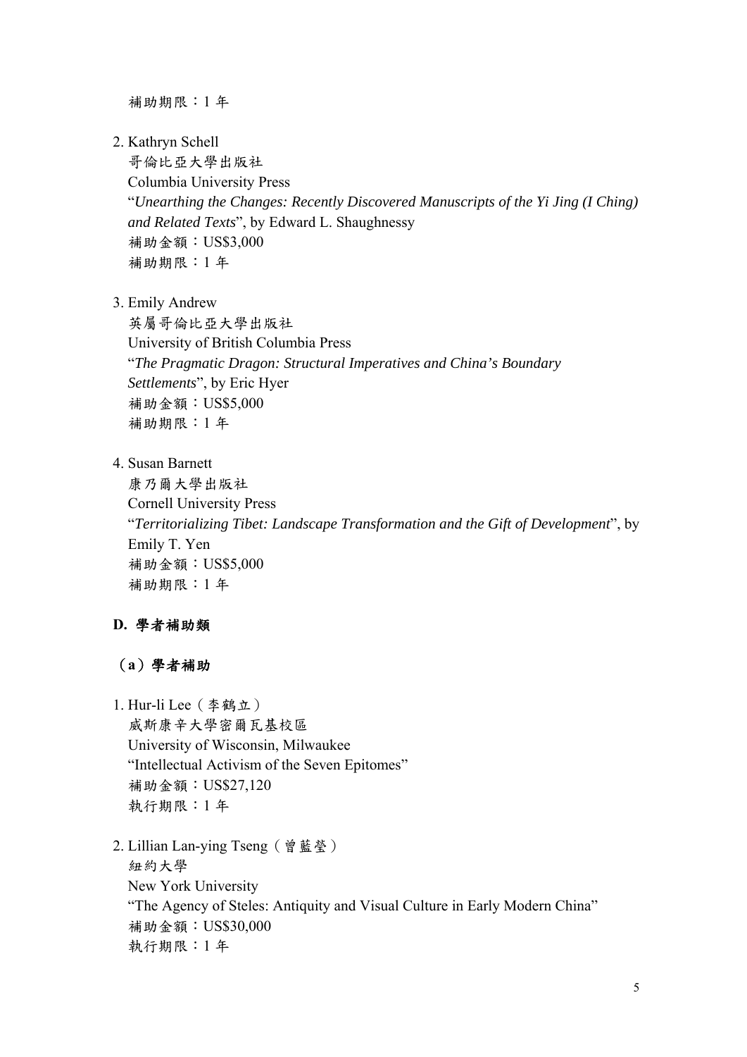補助期限：1 年

2. Kathryn Schell
   哥倫比亞大學出版社
   Columbia University Press
   "*Unearthing the Changes: Recently Discovered Manuscripts of the Yi Jing (I Ching) and Related Texts*", by Edward L. Shaughnessy
   補助金額：US$3,000
   補助期限：1 年

3. Emily Andrew
   英屬哥倫比亞大學出版社
   University of British Columbia Press
   "*The Pragmatic Dragon: Structural Imperatives and China's Boundary Settlements*", by Eric Hyer
   補助金額：US$5,000
   補助期限：1 年

4. Susan Barnett
   康乃爾大學出版社
   Cornell University Press
   "*Territorializing Tibet: Landscape Transformation and the Gift of Development*", by Emily T. Yen
   補助金額：US$5,000
   補助期限：1 年

## D. 學者補助類

### （a）學者補助

1. Hur-li Lee（李鶴立）
   威斯康辛大學密爾瓦基校區
   University of Wisconsin, Milwaukee
   "Intellectual Activism of the Seven Epitomes"
   補助金額：US$27,120
   執行期限：1 年

2. Lillian Lan-ying Tseng（曾藍瑩）
   紐約大學
   New York University
   "The Agency of Steles: Antiquity and Visual Culture in Early Modern China"
   補助金額：US$30,000
   執行期限：1 年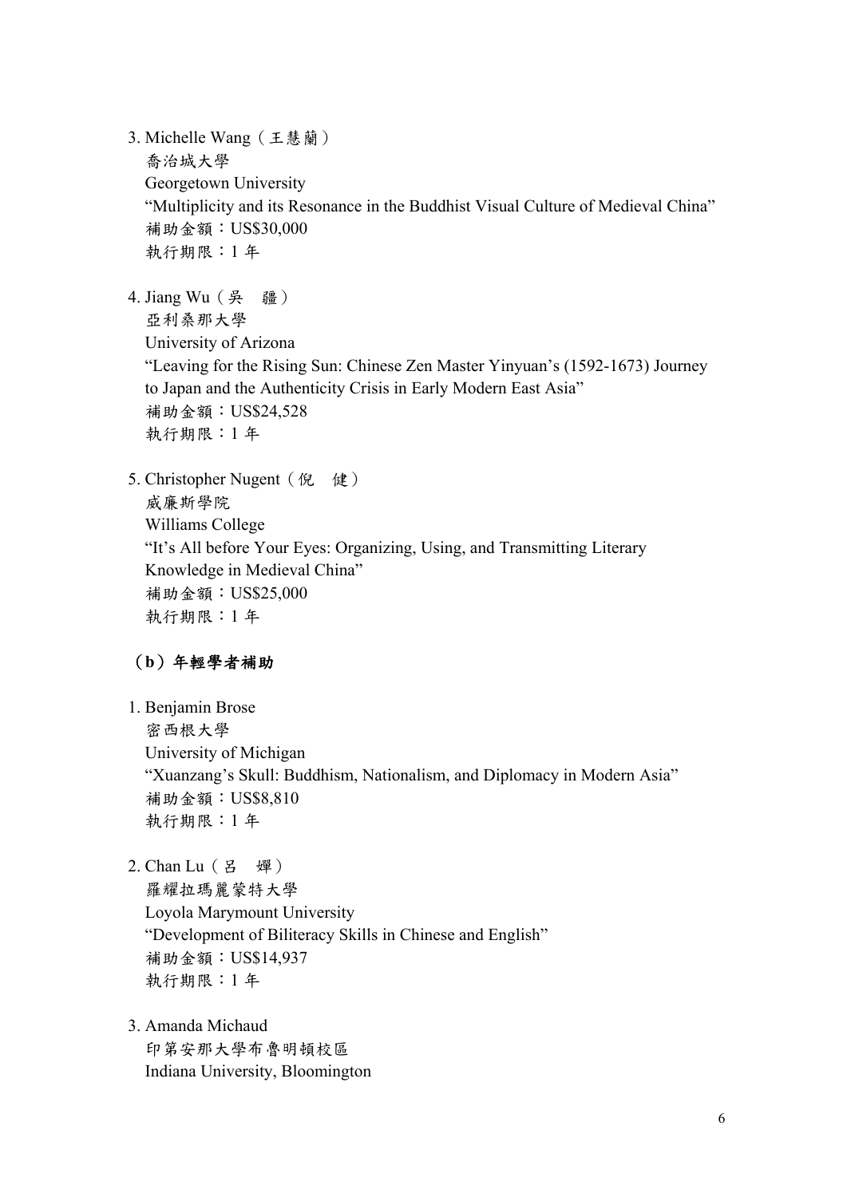3. Michelle Wang（王慧蘭）
   喬治城大學
   Georgetown University
   "Multiplicity and its Resonance in the Buddhist Visual Culture of Medieval China"
   補助金額：US$30,000
   執行期限：1 年

4. Jiang Wu（吳　疆）
   亞利桑那大學
   University of Arizona
   "Leaving for the Rising Sun: Chinese Zen Master Yinyuan's (1592-1673) Journey to Japan and the Authenticity Crisis in Early Modern East Asia"
   補助金額：US$24,528
   執行期限：1 年

5. Christopher Nugent（倪　健）
   威廉斯學院
   Williams College
   "It's All before Your Eyes: Organizing, Using, and Transmitting Literary Knowledge in Medieval China"
   補助金額：US$25,000
   執行期限：1 年

**（b）年輕學者補助**

1. Benjamin Brose
   密西根大學
   University of Michigan
   "Xuanzang's Skull: Buddhism, Nationalism, and Diplomacy in Modern Asia"
   補助金額：US$8,810
   執行期限：1 年

2. Chan Lu（呂　嬋）
   羅耀拉瑪麗蒙特大學
   Loyola Marymount University
   "Development of Biliteracy Skills in Chinese and English"
   補助金額：US$14,937
   執行期限：1 年

3. Amanda Michaud
   印第安那大學布魯明頓校區
   Indiana University, Bloomington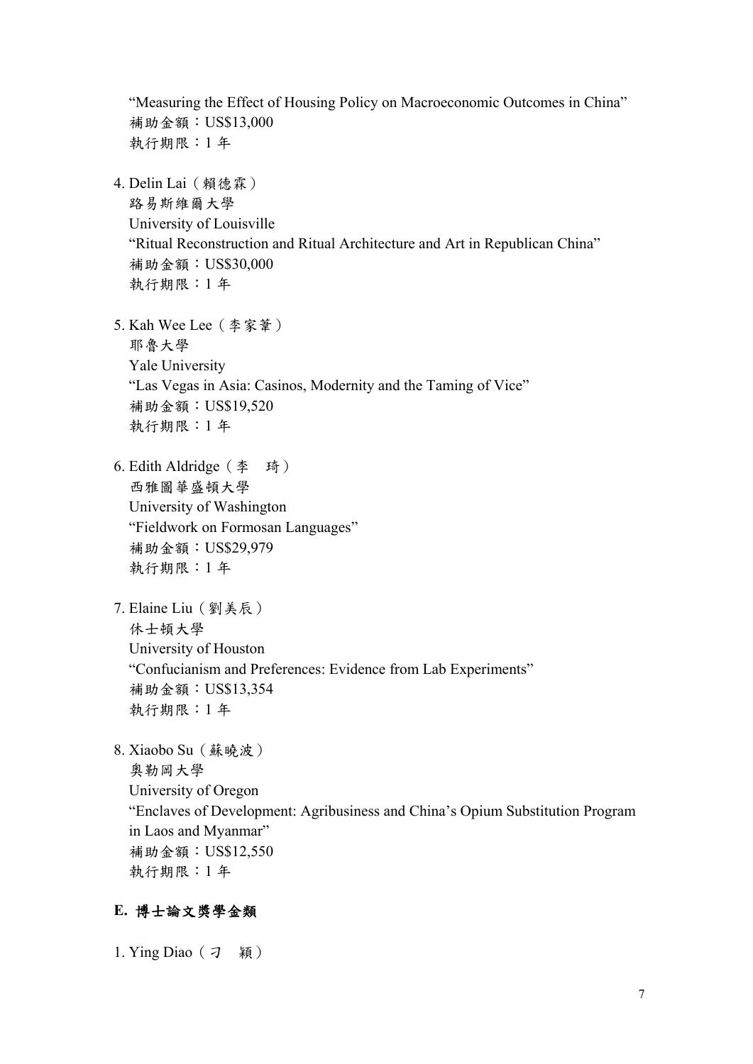"Measuring the Effect of Housing Policy on Macroeconomic Outcomes in China"
補助金額：US$13,000
執行期限：1 年

4. Delin Lai（賴德霖）
   路易斯維爾大學
   University of Louisville
   "Ritual Reconstruction and Ritual Architecture and Art in Republican China"
   補助金額：US$30,000
   執行期限：1 年

5. Kah Wee Lee（李家葦）
   耶魯大學
   Yale University
   "Las Vegas in Asia: Casinos, Modernity and the Taming of Vice"
   補助金額：US$19,520
   執行期限：1 年

6. Edith Aldridge（李　琦）
   西雅圖華盛頓大學
   University of Washington
   "Fieldwork on Formosan Languages"
   補助金額：US$29,979
   執行期限：1 年

7. Elaine Liu（劉美辰）
   休士頓大學
   University of Houston
   "Confucianism and Preferences: Evidence from Lab Experiments"
   補助金額：US$13,354
   執行期限：1 年

8. Xiaobo Su（蘇曉波）
   奧勒岡大學
   University of Oregon
   "Enclaves of Development: Agribusiness and China's Opium Substitution Program in Laos and Myanmar"
   補助金額：US$12,550
   執行期限：1 年

**E. 博士論文獎學金類**

1. Ying Diao（刁　穎）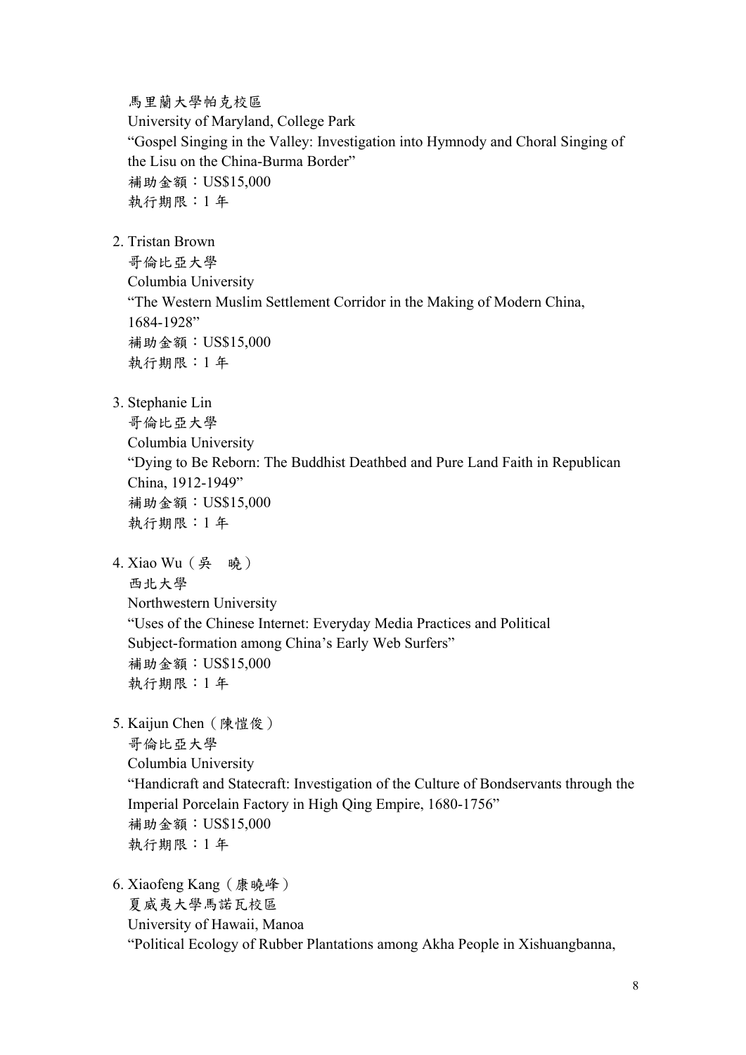馬里蘭大學帕克校區
University of Maryland, College Park
"Gospel Singing in the Valley: Investigation into Hymnody and Choral Singing of the Lisu on the China-Burma Border"
補助金額：US$15,000
執行期限：1 年

2. Tristan Brown
   哥倫比亞大學
   Columbia University
   "The Western Muslim Settlement Corridor in the Making of Modern China, 1684-1928"
   補助金額：US$15,000
   執行期限：1 年

3. Stephanie Lin
   哥倫比亞大學
   Columbia University
   "Dying to Be Reborn: The Buddhist Deathbed and Pure Land Faith in Republican China, 1912-1949"
   補助金額：US$15,000
   執行期限：1 年

4. Xiao Wu（吳　曉）
   西北大學
   Northwestern University
   "Uses of the Chinese Internet: Everyday Media Practices and Political Subject-formation among China's Early Web Surfers"
   補助金額：US$15,000
   執行期限：1 年

5. Kaijun Chen（陳愷俊）
   哥倫比亞大學
   Columbia University
   "Handicraft and Statecraft: Investigation of the Culture of Bondservants through the Imperial Porcelain Factory in High Qing Empire, 1680-1756"
   補助金額：US$15,000
   執行期限：1 年

6. Xiaofeng Kang（康曉峰）
   夏威夷大學馬諾瓦校區
   University of Hawaii, Manoa
   "Political Ecology of Rubber Plantations among Akha People in Xishuangbanna,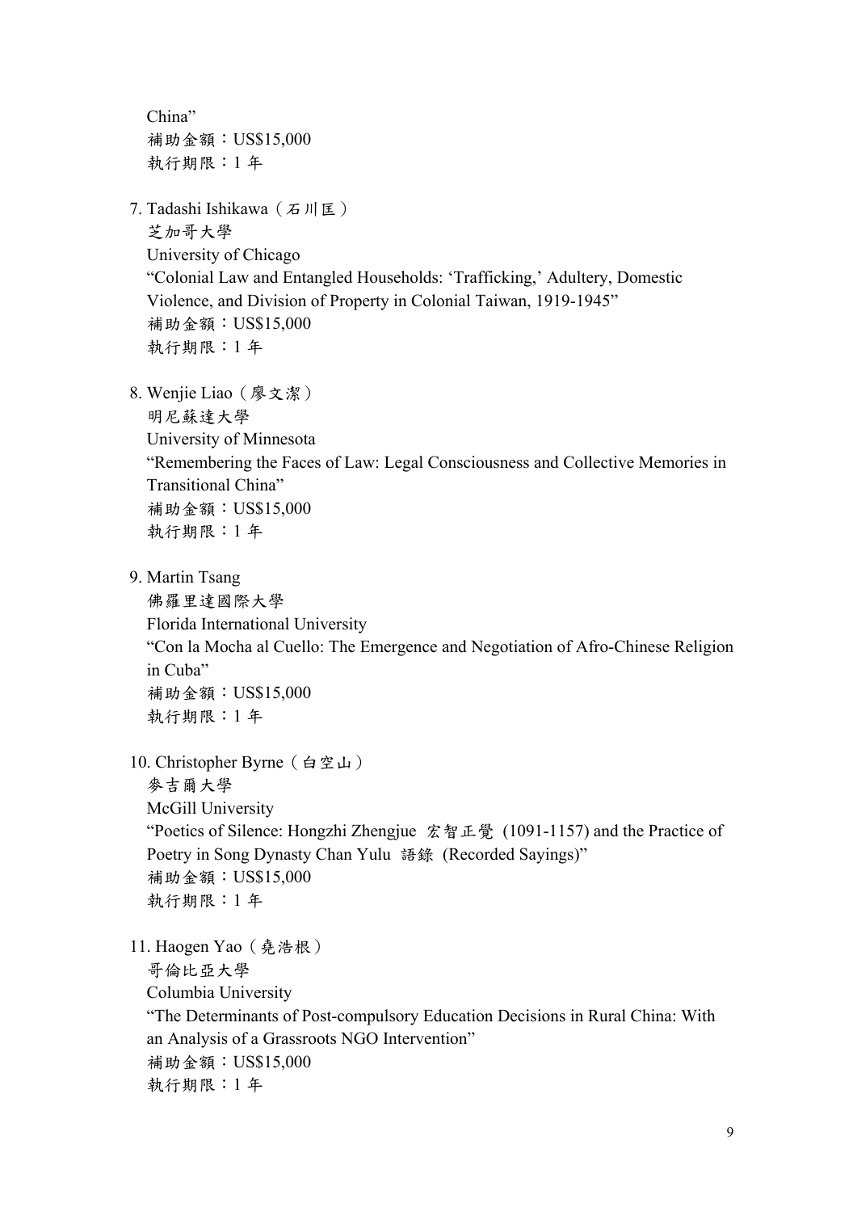China"
補助金額：US$15,000
執行期限：1 年

7. Tadashi Ishikawa（石川匡）
   芝加哥大學
   University of Chicago
   "Colonial Law and Entangled Households: 'Trafficking,' Adultery, Domestic Violence, and Division of Property in Colonial Taiwan, 1919-1945"
   補助金額：US$15,000
   執行期限：1 年

8. Wenjie Liao（廖文潔）
   明尼蘇達大學
   University of Minnesota
   "Remembering the Faces of Law: Legal Consciousness and Collective Memories in Transitional China"
   補助金額：US$15,000
   執行期限：1 年

9. Martin Tsang
   佛羅里達國際大學
   Florida International University
   "Con la Mocha al Cuello: The Emergence and Negotiation of Afro-Chinese Religion in Cuba"
   補助金額：US$15,000
   執行期限：1 年

10. Christopher Byrne（白空山）
    麥吉爾大學
    McGill University
    "Poetics of Silence: Hongzhi Zhengjue 宏智正覺 (1091-1157) and the Practice of Poetry in Song Dynasty Chan Yulu 語錄 (Recorded Sayings)"
    補助金額：US$15,000
    執行期限：1 年

11. Haogen Yao（堯浩根）
    哥倫比亞大學
    Columbia University
    "The Determinants of Post-compulsory Education Decisions in Rural China: With an Analysis of a Grassroots NGO Intervention"
    補助金額：US$15,000
    執行期限：1 年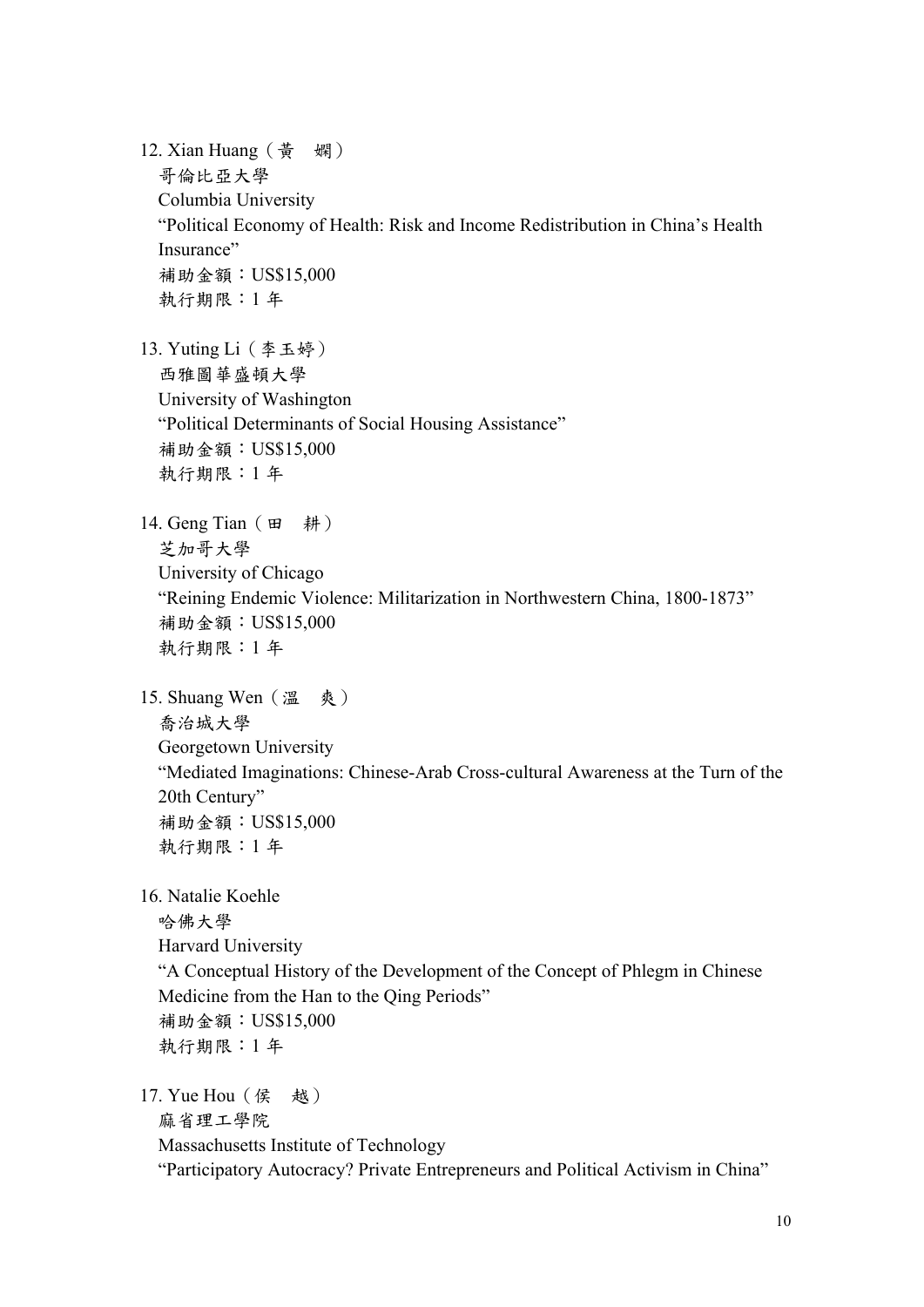12. Xian Huang（黃　嫻）
   哥倫比亞大學
   Columbia University
   “Political Economy of Health: Risk and Income Redistribution in China’s Health Insurance”
   補助金額：US$15,000
   執行期限：1 年

13. Yuting Li（李玉婷）
   西雅圖華盛頓大學
   University of Washington
   “Political Determinants of Social Housing Assistance”
   補助金額：US$15,000
   執行期限：1 年

14. Geng Tian（田　耕）
   芝加哥大學
   University of Chicago
   “Reining Endemic Violence: Militarization in Northwestern China, 1800-1873”
   補助金額：US$15,000
   執行期限：1 年

15. Shuang Wen（溫　爽）
   喬治城大學
   Georgetown University
   “Mediated Imaginations: Chinese-Arab Cross-cultural Awareness at the Turn of the 20th Century”
   補助金額：US$15,000
   執行期限：1 年

16. Natalie Koehle
   哈佛大學
   Harvard University
   “A Conceptual History of the Development of the Concept of Phlegm in Chinese Medicine from the Han to the Qing Periods”
   補助金額：US$15,000
   執行期限：1 年

17. Yue Hou（侯　越）
   麻省理工學院
   Massachusetts Institute of Technology
   “Participatory Autocracy? Private Entrepreneurs and Political Activism in China”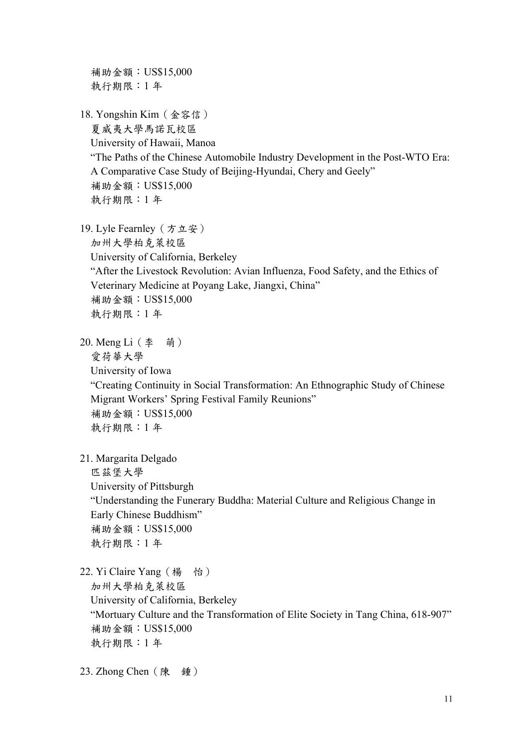補助金額：US$15,000
執行期限：1 年

18. Yongshin Kim（金容信）
夏威夷大學馬諾瓦校區
University of Hawaii, Manoa
"The Paths of the Chinese Automobile Industry Development in the Post-WTO Era: A Comparative Case Study of Beijing-Hyundai, Chery and Geely"
補助金額：US$15,000
執行期限：1 年

19. Lyle Fearnley（方立安）
加州大學柏克萊校區
University of California, Berkeley
"After the Livestock Revolution: Avian Influenza, Food Safety, and the Ethics of Veterinary Medicine at Poyang Lake, Jiangxi, China"
補助金額：US$15,000
執行期限：1 年

20. Meng Li（李　萌）
愛荷華大學
University of Iowa
"Creating Continuity in Social Transformation: An Ethnographic Study of Chinese Migrant Workers' Spring Festival Family Reunions"
補助金額：US$15,000
執行期限：1 年

21. Margarita Delgado
匹茲堡大學
University of Pittsburgh
"Understanding the Funerary Buddha: Material Culture and Religious Change in Early Chinese Buddhism"
補助金額：US$15,000
執行期限：1 年

22. Yi Claire Yang（楊　怡）
加州大學柏克萊校區
University of California, Berkeley
"Mortuary Culture and the Transformation of Elite Society in Tang China, 618-907"
補助金額：US$15,000
執行期限：1 年

23. Zhong Chen（陳　鍾）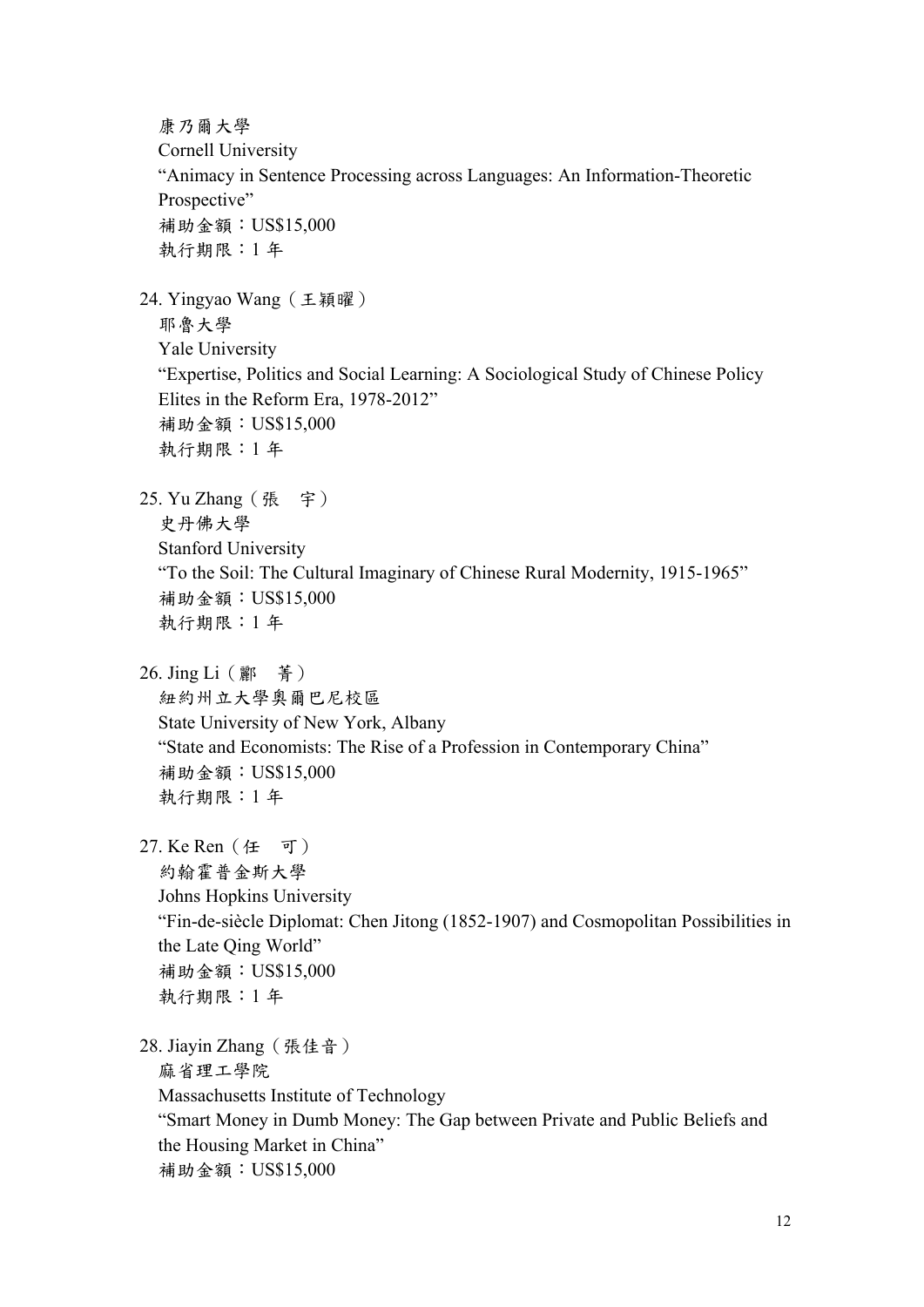康乃爾大學
Cornell University
"Animacy in Sentence Processing across Languages: An Information-Theoretic Prospective"
補助金額：US$15,000
執行期限：1 年

24. Yingyao Wang（王穎曜）
耶魯大學
Yale University
"Expertise, Politics and Social Learning: A Sociological Study of Chinese Policy Elites in the Reform Era, 1978-2012"
補助金額：US$15,000
執行期限：1 年

25. Yu Zhang（張　宇）
史丹佛大學
Stanford University
"To the Soil: The Cultural Imaginary of Chinese Rural Modernity, 1915-1965"
補助金額：US$15,000
執行期限：1 年

26. Jing Li（酈　菁）
紐約州立大學奧爾巴尼校區
State University of New York, Albany
"State and Economists: The Rise of a Profession in Contemporary China"
補助金額：US$15,000
執行期限：1 年

27. Ke Ren（任　可）
約翰霍普金斯大學
Johns Hopkins University
"Fin-de-siècle Diplomat: Chen Jitong (1852-1907) and Cosmopolitan Possibilities in the Late Qing World"
補助金額：US$15,000
執行期限：1 年

28. Jiayin Zhang（張佳音）
麻省理工學院
Massachusetts Institute of Technology
"Smart Money in Dumb Money: The Gap between Private and Public Beliefs and the Housing Market in China"
補助金額：US$15,000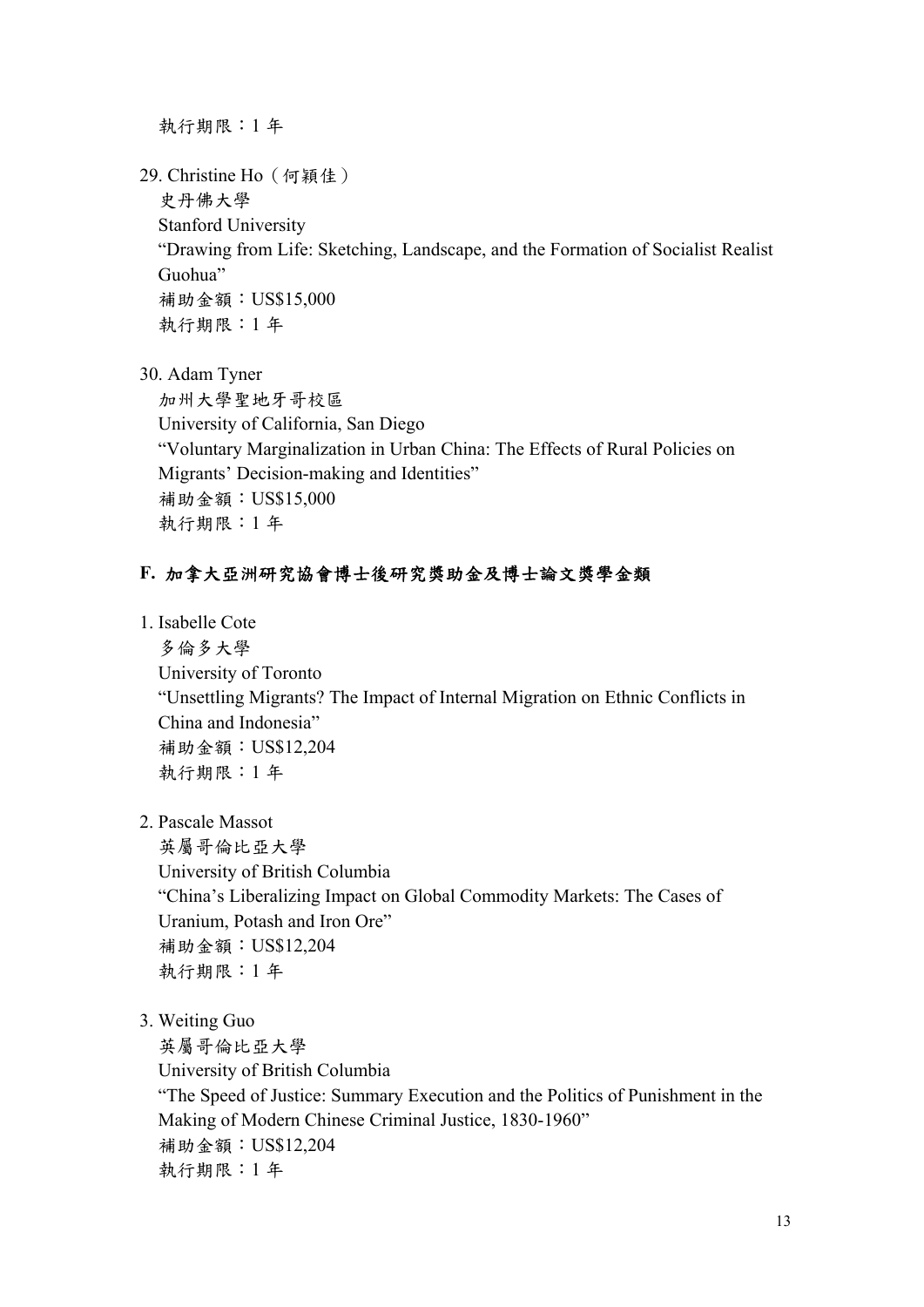執行期限：1 年

29. Christine Ho（何穎佳）
   史丹佛大學
   Stanford University
   "Drawing from Life: Sketching, Landscape, and the Formation of Socialist Realist Guohua"
   補助金額：US$15,000
   執行期限：1 年

30. Adam Tyner
   加州大學聖地牙哥校區
   University of California, San Diego
   "Voluntary Marginalization in Urban China: The Effects of Rural Policies on Migrants' Decision-making and Identities"
   補助金額：US$15,000
   執行期限：1 年

### F. 加拿大亞洲研究協會博士後研究獎助金及博士論文獎學金類

1. Isabelle Cote
   多倫多大學
   University of Toronto
   "Unsettling Migrants? The Impact of Internal Migration on Ethnic Conflicts in China and Indonesia"
   補助金額：US$12,204
   執行期限：1 年

2. Pascale Massot
   英屬哥倫比亞大學
   University of British Columbia
   "China's Liberalizing Impact on Global Commodity Markets: The Cases of Uranium, Potash and Iron Ore"
   補助金額：US$12,204
   執行期限：1 年

3. Weiting Guo
   英屬哥倫比亞大學
   University of British Columbia
   "The Speed of Justice: Summary Execution and the Politics of Punishment in the Making of Modern Chinese Criminal Justice, 1830-1960"
   補助金額：US$12,204
   執行期限：1 年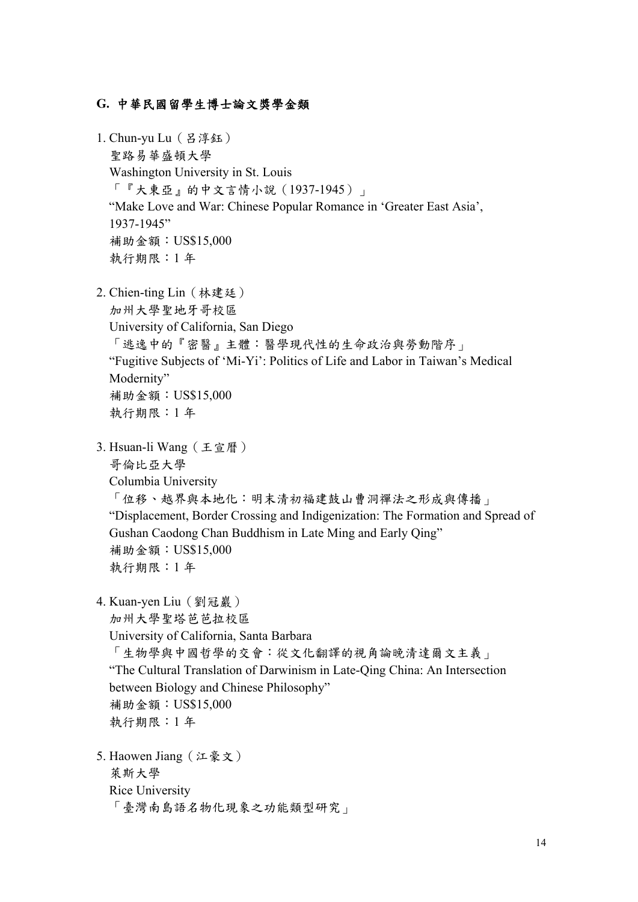### G. 中華民國留學生博士論文獎學金類

1. Chun-yu Lu（呂淳鈺）  
   聖路易華盛頓大學  
   Washington University in St. Louis  
   「『大東亞』的中文言情小說（1937-1945）」  
   "Make Love and War: Chinese Popular Romance in 'Greater East Asia', 1937-1945"  
   補助金額：US$15,000  
   執行期限：1 年

2. Chien-ting Lin（林建廷）  
   加州大學聖地牙哥校區  
   University of California, San Diego  
   「逃逸中的『密醫』主體：醫學現代性的生命政治與勞動階序」  
   "Fugitive Subjects of 'Mi-Yi': Politics of Life and Labor in Taiwan's Medical Modernity"  
   補助金額：US$15,000  
   執行期限：1 年

3. Hsuan-li Wang（王宣曆）  
   哥倫比亞大學  
   Columbia University  
   「位移、越界與本地化：明末清初福建鼓山曹洞禪法之形成與傳播」  
   "Displacement, Border Crossing and Indigenization: The Formation and Spread of Gushan Caodong Chan Buddhism in Late Ming and Early Qing"  
   補助金額：US$15,000  
   執行期限：1 年

4. Kuan-yen Liu（劉冠巖）  
   加州大學聖塔芭芭拉校區  
   University of California, Santa Barbara  
   「生物學與中國哲學的交會：從文化翻譯的視角論晚清達爾文主義」  
   "The Cultural Translation of Darwinism in Late-Qing China: An Intersection between Biology and Chinese Philosophy"  
   補助金額：US$15,000  
   執行期限：1 年

5. Haowen Jiang（江豪文）  
   萊斯大學  
   Rice University  
   「臺灣南島語名物化現象之功能類型研究」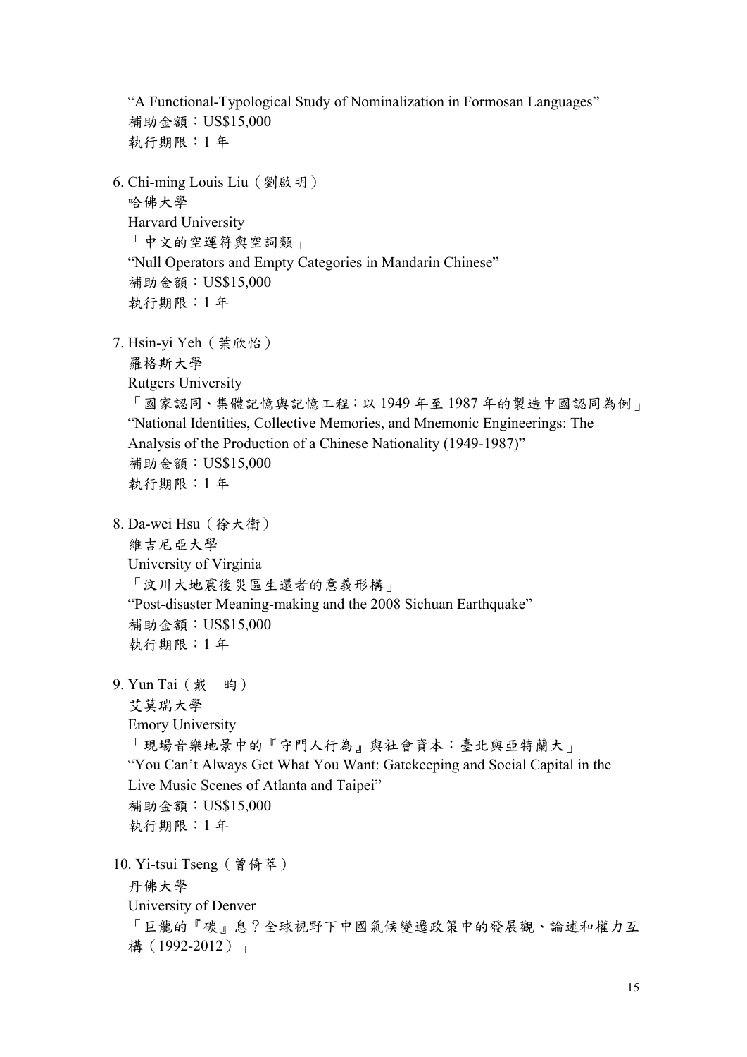"A Functional-Typological Study of Nominalization in Formosan Languages"
補助金額：US$15,000
執行期限：1 年

6. Chi-ming Louis Liu（劉啟明）
   哈佛大學
   Harvard University
   「中文的空運符與空詞類」
   "Null Operators and Empty Categories in Mandarin Chinese"
   補助金額：US$15,000
   執行期限：1 年

7. Hsin-yi Yeh（葉欣怡）
   羅格斯大學
   Rutgers University
   「國家認同、集體記憶與記憶工程：以 1949 年至 1987 年的製造中國認同為例」
   "National Identities, Collective Memories, and Mnemonic Engineerings: The Analysis of the Production of a Chinese Nationality (1949-1987)"
   補助金額：US$15,000
   執行期限：1 年

8. Da-wei Hsu（徐大衛）
   維吉尼亞大學
   University of Virginia
   「汶川大地震後災區生還者的意義形構」
   "Post-disaster Meaning-making and the 2008 Sichuan Earthquake"
   補助金額：US$15,000
   執行期限：1 年

9. Yun Tai（戴　昀）
   艾莫瑞大學
   Emory University
   「現場音樂地景中的『守門人行為』與社會資本：臺北與亞特蘭大」
   "You Can't Always Get What You Want: Gatekeeping and Social Capital in the Live Music Scenes of Atlanta and Taipei"
   補助金額：US$15,000
   執行期限：1 年

10. Yi-tsui Tseng（曾倚萃）
    丹佛大學
    University of Denver
    「巨龍的『碳』息？全球視野下中國氣候變遷政策中的發展觀、論述和權力互構（1992-2012）」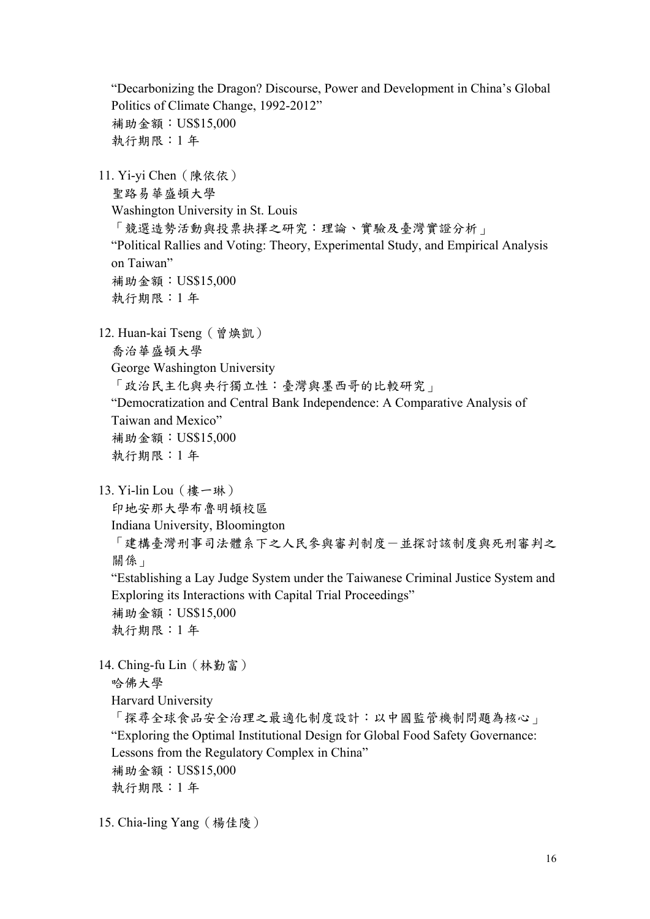"Decarbonizing the Dragon? Discourse, Power and Development in China's Global Politics of Climate Change, 1992-2012"
補助金額：US$15,000
執行期限：1 年

11. Yi-yi Chen（陳依依）
    聖路易華盛頓大學
    Washington University in St. Louis
    「競選造勢活動與投票抉擇之研究：理論、實驗及臺灣實證分析」
    "Political Rallies and Voting: Theory, Experimental Study, and Empirical Analysis on Taiwan"
    補助金額：US$15,000
    執行期限：1 年

12. Huan-kai Tseng（曾煥凱）
    喬治華盛頓大學
    George Washington University
    「政治民主化與央行獨立性：臺灣與墨西哥的比較研究」
    "Democratization and Central Bank Independence: A Comparative Analysis of Taiwan and Mexico"
    補助金額：US$15,000
    執行期限：1 年

13. Yi-lin Lou（樓一琳）
    印地安那大學布魯明頓校區
    Indiana University, Bloomington
    「建構臺灣刑事司法體系下之人民參與審判制度－並探討該制度與死刑審判之關係」
    "Establishing a Lay Judge System under the Taiwanese Criminal Justice System and Exploring its Interactions with Capital Trial Proceedings"
    補助金額：US$15,000
    執行期限：1 年

14. Ching-fu Lin（林勤富）
    哈佛大學
    Harvard University
    「探尋全球食品安全治理之最適化制度設計：以中國監管機制問題為核心」
    "Exploring the Optimal Institutional Design for Global Food Safety Governance: Lessons from the Regulatory Complex in China"
    補助金額：US$15,000
    執行期限：1 年

15. Chia-ling Yang（楊佳陵）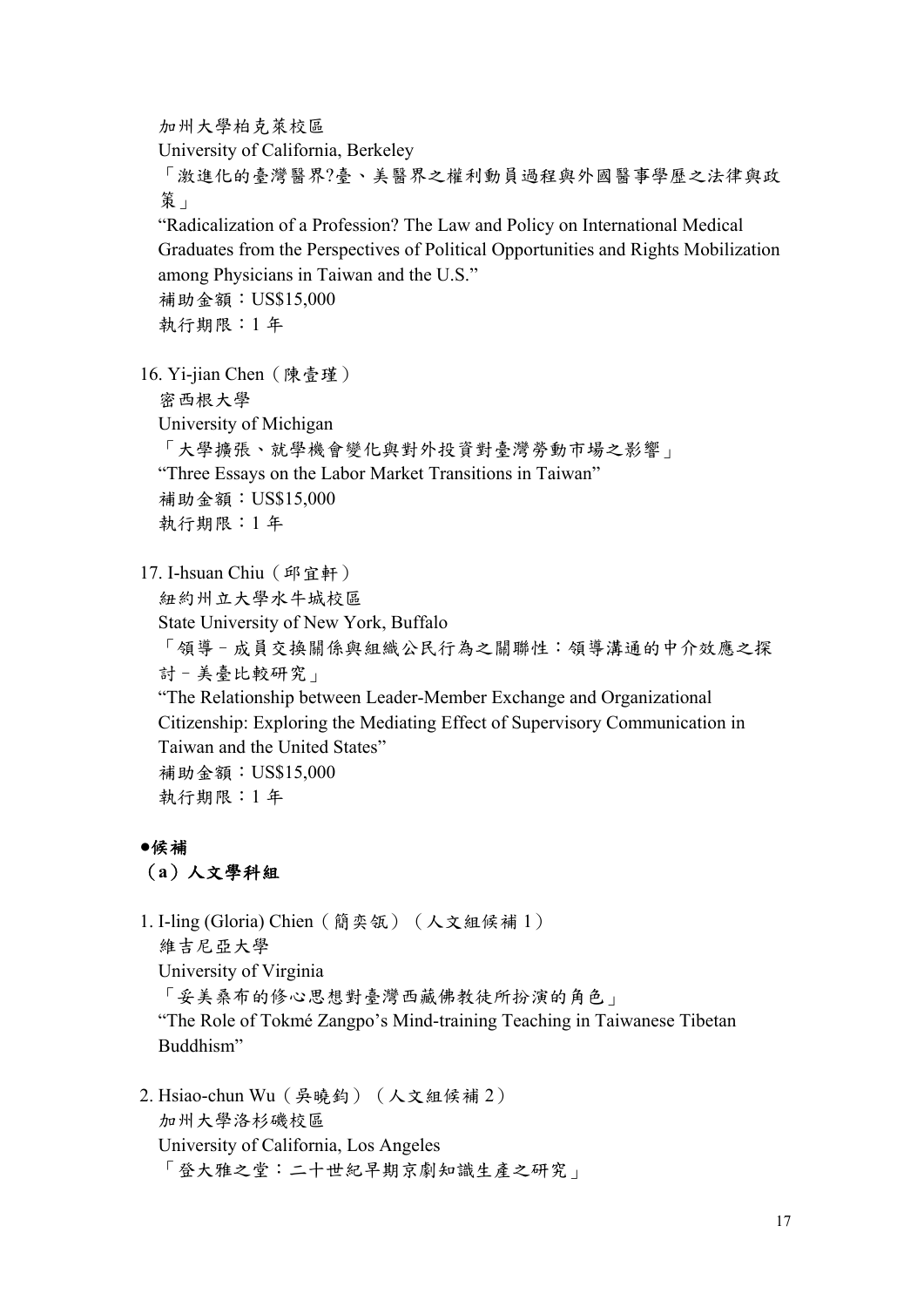加州大學柏克萊校區
University of California, Berkeley
「激進化的臺灣醫界?臺、美醫界之權利動員過程與外國醫事學歷之法律與政策」
"Radicalization of a Profession? The Law and Policy on International Medical Graduates from the Perspectives of Political Opportunities and Rights Mobilization among Physicians in Taiwan and the U.S."
補助金額：US$15,000
執行期限：1 年

16. Yi-jian Chen（陳壹瑾）
    密西根大學
    University of Michigan
    「大學擴張、就學機會變化與對外投資對臺灣勞動市場之影響」
    "Three Essays on the Labor Market Transitions in Taiwan"
    補助金額：US$15,000
    執行期限：1 年

17. I-hsuan Chiu（邱宜軒）
    紐約州立大學水牛城校區
    State University of New York, Buffalo
    「領導－成員交換關係與組織公民行為之關聯性：領導溝通的中介效應之探討－美臺比較研究」
    "The Relationship between Leader-Member Exchange and Organizational Citizenship: Exploring the Mediating Effect of Supervisory Communication in Taiwan and the United States"
    補助金額：US$15,000
    執行期限：1 年

**●候補**

**（a）人文學科組**

1. I-ling (Gloria) Chien（簡奕瓴）（人文組候補 1）
   維吉尼亞大學
   University of Virginia
   「妥美桑布的修心思想對臺灣西藏佛教徒所扮演的角色」
   "The Role of Tokmé Zangpo's Mind-training Teaching in Taiwanese Tibetan Buddhism"

2. Hsiao-chun Wu（吳曉鈞）（人文組候補 2）
   加州大學洛杉磯校區
   University of California, Los Angeles
   「登大雅之堂：二十世紀早期京劇知識生產之研究」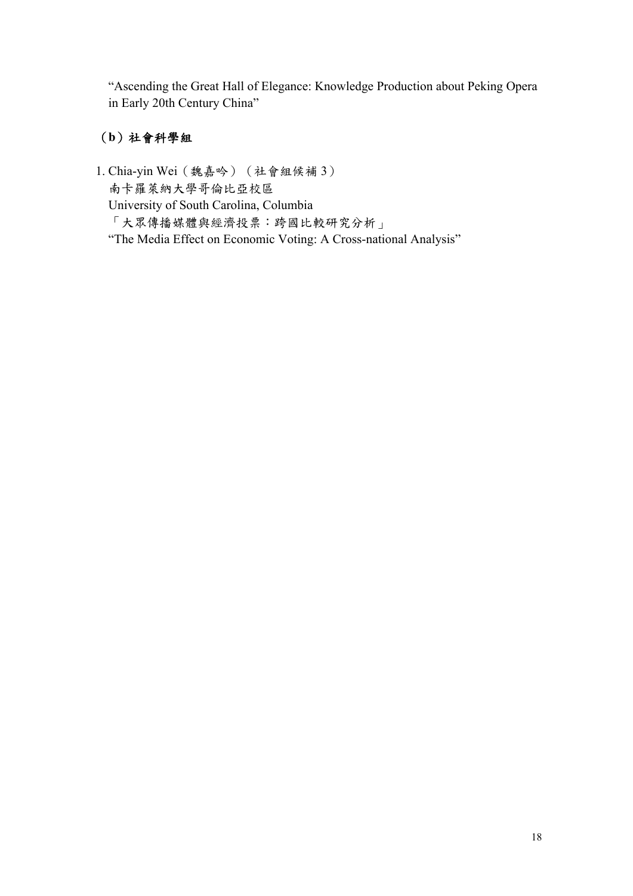"Ascending the Great Hall of Elegance: Knowledge Production about Peking Opera in Early 20th Century China"

### （b）社會科學組

1. Chia-yin Wei（魏嘉吟）（社會組候補 3）
   南卡羅萊納大學哥倫比亞校區
   University of South Carolina, Columbia
   「大眾傳播媒體與經濟投票：跨國比較研究分析」
   "The Media Effect on Economic Voting: A Cross-national Analysis"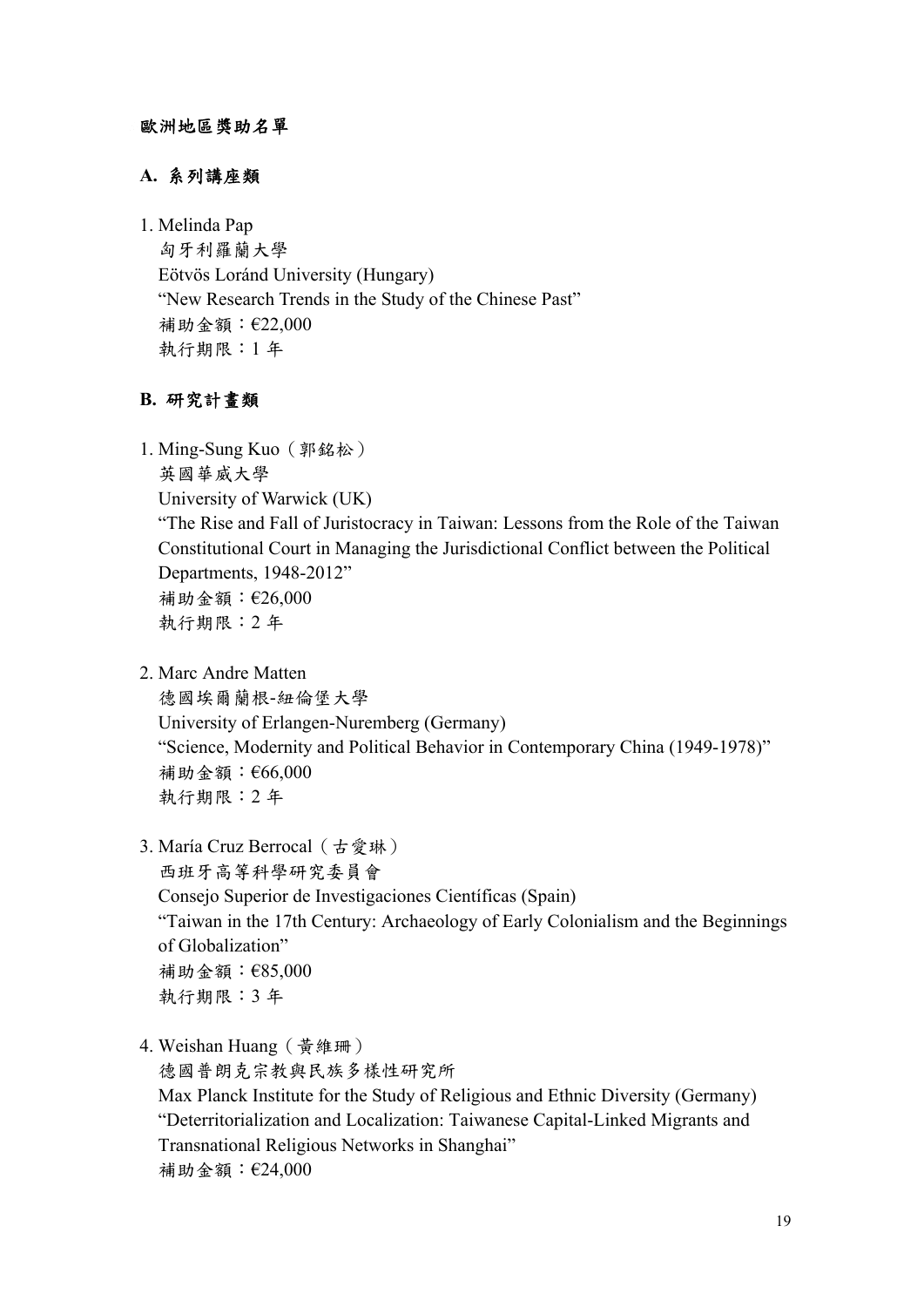**歐洲地區獎助名單**

### A. 系列講座類

1. Melinda Pap
   匈牙利羅蘭大學
   Eötvös Loránd University (Hungary)
   "New Research Trends in the Study of the Chinese Past"
   補助金額：€22,000
   執行期限：1 年

### B. 研究計畫類

1. Ming-Sung Kuo（郭銘松）
   英國華威大學
   University of Warwick (UK)
   "The Rise and Fall of Juristocracy in Taiwan: Lessons from the Role of the Taiwan Constitutional Court in Managing the Jurisdictional Conflict between the Political Departments, 1948-2012"
   補助金額：€26,000
   執行期限：2 年

2. Marc Andre Matten
   德國埃爾蘭根-紐倫堡大學
   University of Erlangen-Nuremberg (Germany)
   "Science, Modernity and Political Behavior in Contemporary China (1949-1978)"
   補助金額：€66,000
   執行期限：2 年

3. María Cruz Berrocal（古愛琳）
   西班牙高等科學研究委員會
   Consejo Superior de Investigaciones Científicas (Spain)
   "Taiwan in the 17th Century: Archaeology of Early Colonialism and the Beginnings of Globalization"
   補助金額：€85,000
   執行期限：3 年

4. Weishan Huang（黃維珊）
   德國普朗克宗教與民族多樣性研究所
   Max Planck Institute for the Study of Religious and Ethnic Diversity (Germany)
   "Deterritorialization and Localization: Taiwanese Capital-Linked Migrants and Transnational Religious Networks in Shanghai"
   補助金額：€24,000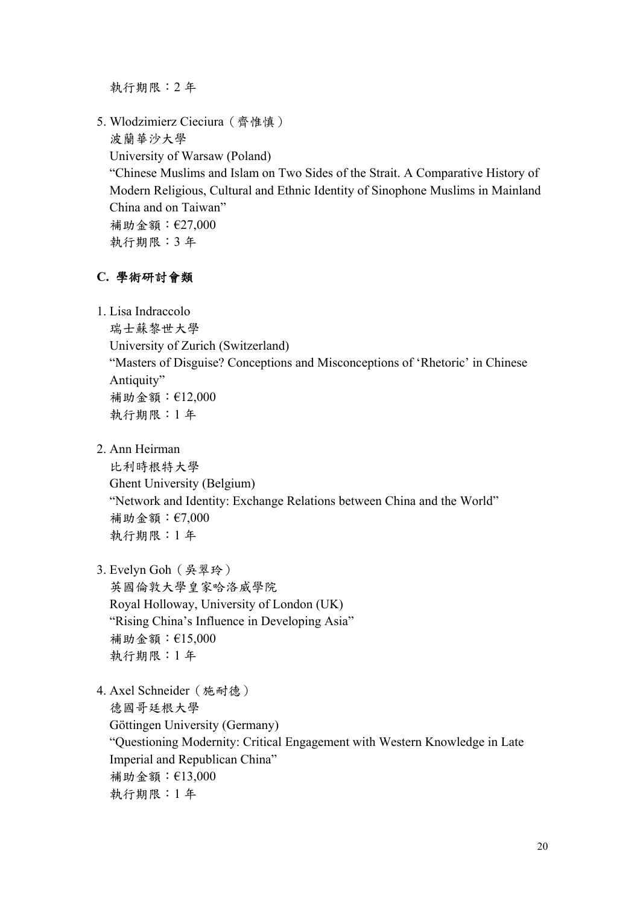執行期限：2 年

5. Wlodzimierz Cieciura（齊惟慎）
   波蘭華沙大學
   University of Warsaw (Poland)
   "Chinese Muslims and Islam on Two Sides of the Strait. A Comparative History of Modern Religious, Cultural and Ethnic Identity of Sinophone Muslims in Mainland China and on Taiwan"
   補助金額：€27,000
   執行期限：3 年

### C. 學術研討會類

1. Lisa Indraccolo
   瑞士蘇黎世大學
   University of Zurich (Switzerland)
   "Masters of Disguise? Conceptions and Misconceptions of 'Rhetoric' in Chinese Antiquity"
   補助金額：€12,000
   執行期限：1 年

2. Ann Heirman
   比利時根特大學
   Ghent University (Belgium)
   "Network and Identity: Exchange Relations between China and the World"
   補助金額：€7,000
   執行期限：1 年

3. Evelyn Goh（吳翠玲）
   英國倫敦大學皇家哈洛威學院
   Royal Holloway, University of London (UK)
   "Rising China's Influence in Developing Asia"
   補助金額：€15,000
   執行期限：1 年

4. Axel Schneider（施耐德）
   德國哥廷根大學
   Göttingen University (Germany)
   "Questioning Modernity: Critical Engagement with Western Knowledge in Late Imperial and Republican China"
   補助金額：€13,000
   執行期限：1 年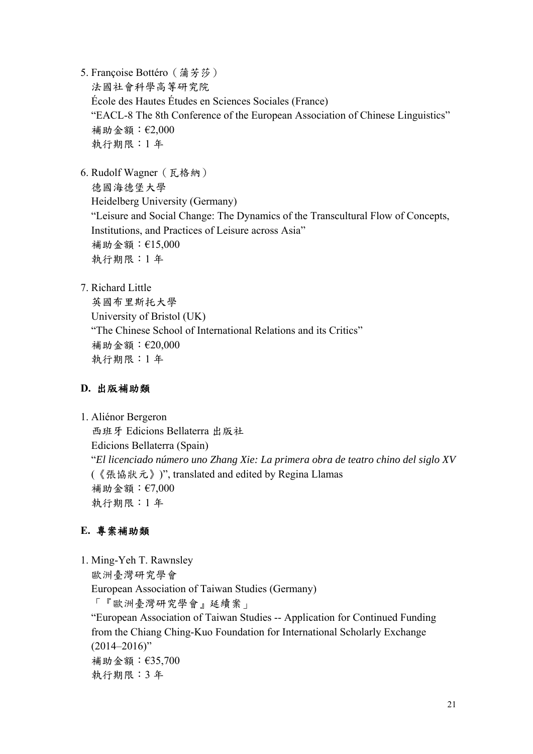5. Françoise Bottéro（蒲芳莎）
   法國社會科學高等研究院
   École des Hautes Études en Sciences Sociales (France)
   "EACL-8 The 8th Conference of the European Association of Chinese Linguistics"
   補助金額：€2,000
   執行期限：1 年

6. Rudolf Wagner（瓦格納）
   德國海德堡大學
   Heidelberg University (Germany)
   "Leisure and Social Change: The Dynamics of the Transcultural Flow of Concepts, Institutions, and Practices of Leisure across Asia"
   補助金額：€15,000
   執行期限：1 年

7. Richard Little
   英國布里斯托大學
   University of Bristol (UK)
   "The Chinese School of International Relations and its Critics"
   補助金額：€20,000
   執行期限：1 年

### D. 出版補助類

1. Aliénor Bergeron
   西班牙 Edicions Bellaterra 出版社
   Edicions Bellaterra (Spain)
   "*El licenciado número uno Zhang Xie: La primera obra de teatro chino del siglo XV* (《張協狀元》)", translated and edited by Regina Llamas
   補助金額：€7,000
   執行期限：1 年

### E. 專案補助類

1. Ming-Yeh T. Rawnsley
   歐洲臺灣研究學會
   European Association of Taiwan Studies (Germany)
   「『歐洲臺灣研究學會』延續案」
   "European Association of Taiwan Studies -- Application for Continued Funding from the Chiang Ching-Kuo Foundation for International Scholarly Exchange (2014–2016)"
   補助金額：€35,700
   執行期限：3 年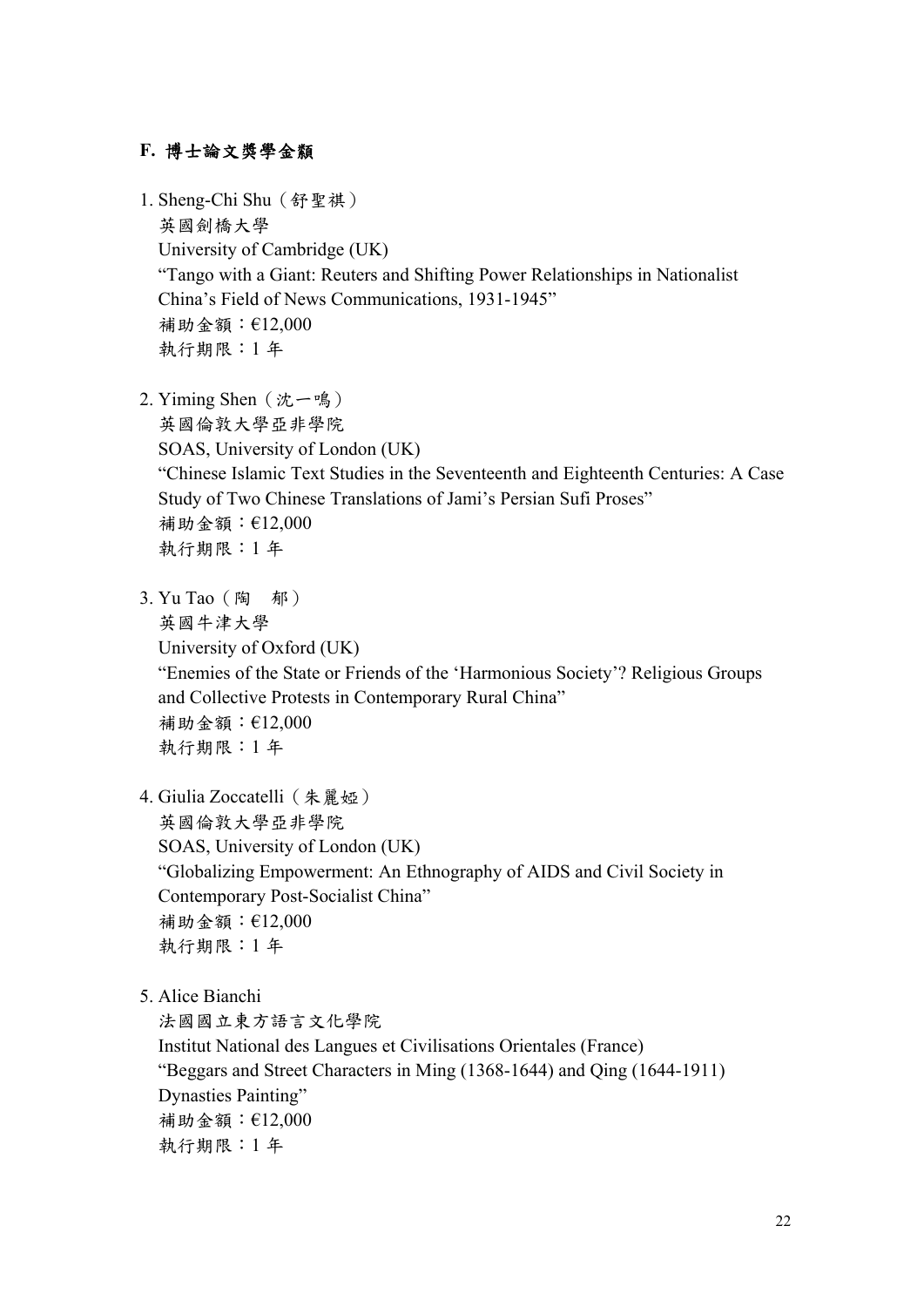## F. 博士論文獎學金類

1. Sheng-Chi Shu（舒聖祺）
   英國劍橋大學
   University of Cambridge (UK)
   “Tango with a Giant: Reuters and Shifting Power Relationships in Nationalist China’s Field of News Communications, 1931-1945”
   補助金額：€12,000
   執行期限：1 年

2. Yiming Shen（沈一鳴）
   英國倫敦大學亞非學院
   SOAS, University of London (UK)
   “Chinese Islamic Text Studies in the Seventeenth and Eighteenth Centuries: A Case Study of Two Chinese Translations of Jami’s Persian Sufi Proses”
   補助金額：€12,000
   執行期限：1 年

3. Yu Tao（陶　郁）
   英國牛津大學
   University of Oxford (UK)
   “Enemies of the State or Friends of the ‘Harmonious Society’? Religious Groups and Collective Protests in Contemporary Rural China”
   補助金額：€12,000
   執行期限：1 年

4. Giulia Zoccatelli（朱麗婭）
   英國倫敦大學亞非學院
   SOAS, University of London (UK)
   “Globalizing Empowerment: An Ethnography of AIDS and Civil Society in Contemporary Post-Socialist China”
   補助金額：€12,000
   執行期限：1 年

5. Alice Bianchi
   法國國立東方語言文化學院
   Institut National des Langues et Civilisations Orientales (France)
   “Beggars and Street Characters in Ming (1368-1644) and Qing (1644-1911) Dynasties Painting”
   補助金額：€12,000
   執行期限：1 年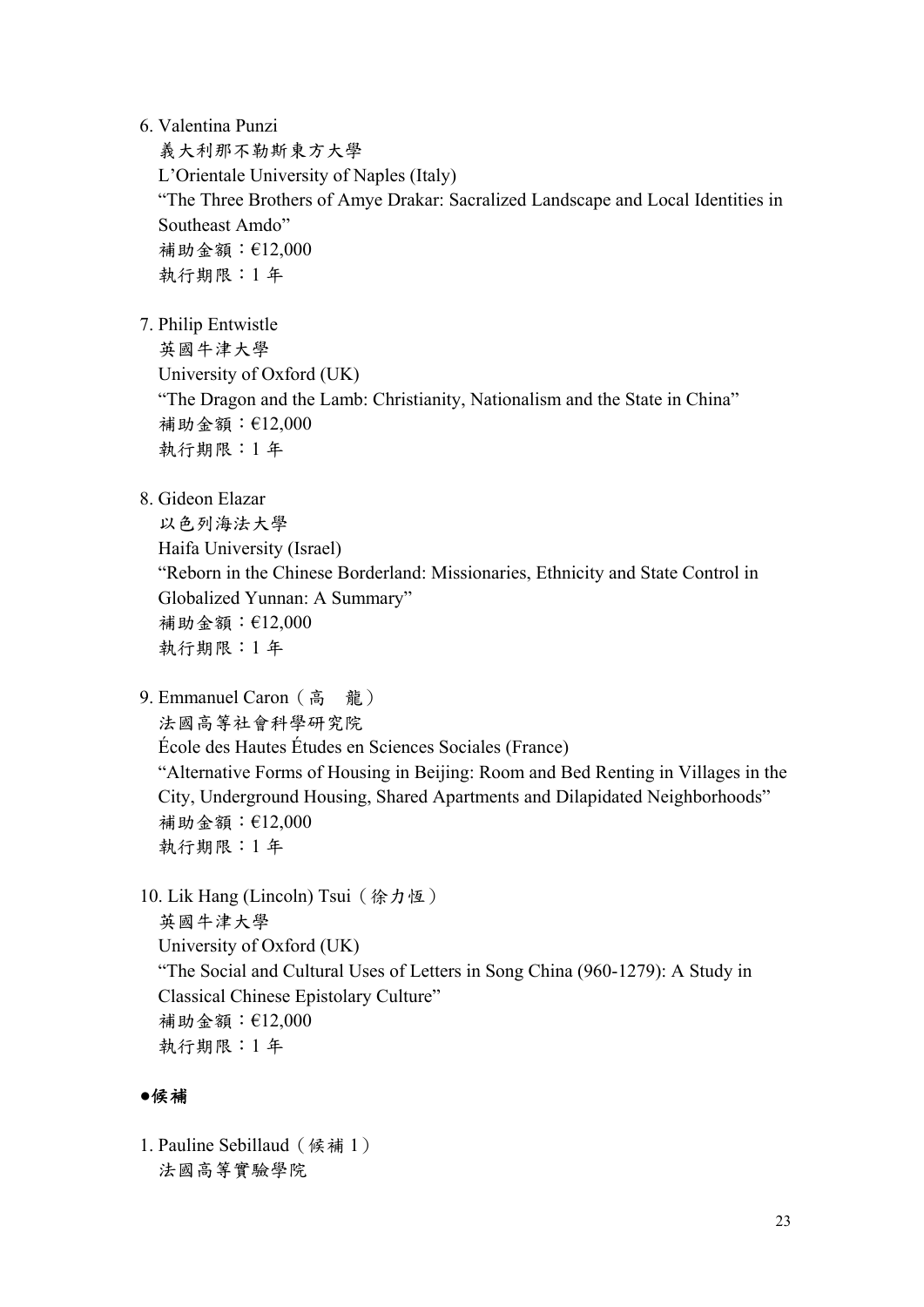6. Valentina Punzi
   義大利那不勒斯東方大學
   L'Orientale University of Naples (Italy)
   "The Three Brothers of Amye Drakar: Sacralized Landscape and Local Identities in Southeast Amdo"
   補助金額：€12,000
   執行期限：1 年

7. Philip Entwistle
   英國牛津大學
   University of Oxford (UK)
   "The Dragon and the Lamb: Christianity, Nationalism and the State in China"
   補助金額：€12,000
   執行期限：1 年

8. Gideon Elazar
   以色列海法大學
   Haifa University (Israel)
   "Reborn in the Chinese Borderland: Missionaries, Ethnicity and State Control in Globalized Yunnan: A Summary"
   補助金額：€12,000
   執行期限：1 年

9. Emmanuel Caron（高　龍）
   法國高等社會科學研究院
   École des Hautes Études en Sciences Sociales (France)
   "Alternative Forms of Housing in Beijing: Room and Bed Renting in Villages in the City, Underground Housing, Shared Apartments and Dilapidated Neighborhoods"
   補助金額：€12,000
   執行期限：1 年

10. Lik Hang (Lincoln) Tsui（徐力恆）
    英國牛津大學
    University of Oxford (UK)
    "The Social and Cultural Uses of Letters in Song China (960-1279): A Study in Classical Chinese Epistolary Culture"
    補助金額：€12,000
    執行期限：1 年

**●候補**

1. Pauline Sebillaud（候補 1）
   法國高等實驗學院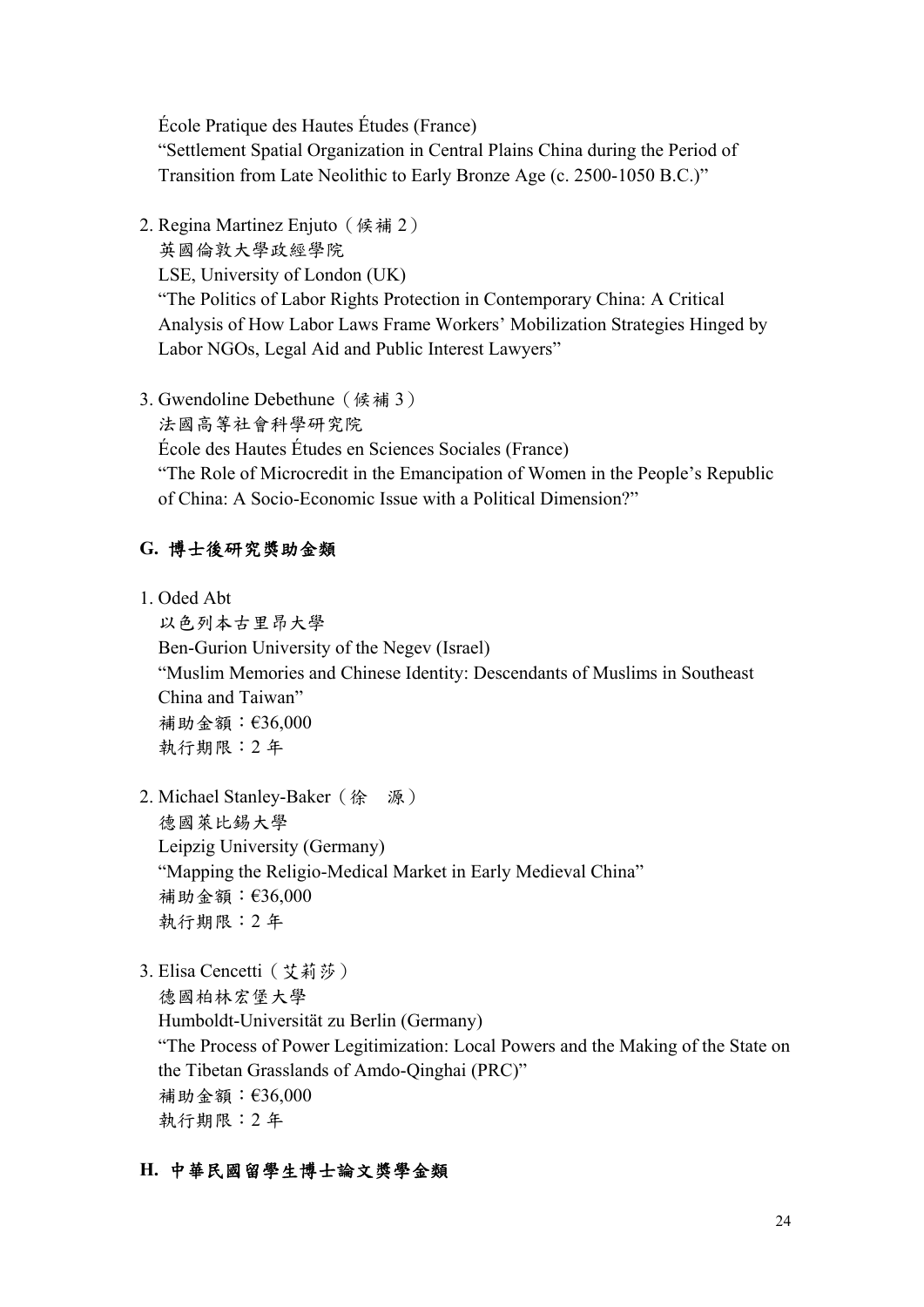École Pratique des Hautes Études (France)
"Settlement Spatial Organization in Central Plains China during the Period of Transition from Late Neolithic to Early Bronze Age (c. 2500-1050 B.C.)"

2. Regina Martinez Enjuto（候補 2）
   英國倫敦大學政經學院
   LSE, University of London (UK)
   "The Politics of Labor Rights Protection in Contemporary China: A Critical Analysis of How Labor Laws Frame Workers' Mobilization Strategies Hinged by Labor NGOs, Legal Aid and Public Interest Lawyers"

3. Gwendoline Debethune（候補 3）
   法國高等社會科學研究院
   École des Hautes Études en Sciences Sociales (France)
   "The Role of Microcredit in the Emancipation of Women in the People's Republic of China: A Socio-Economic Issue with a Political Dimension?"

## G. 博士後研究獎助金類

1. Oded Abt
   以色列本古里昂大學
   Ben-Gurion University of the Negev (Israel)
   "Muslim Memories and Chinese Identity: Descendants of Muslims in Southeast China and Taiwan"
   補助金額：€36,000
   執行期限：2 年

2. Michael Stanley-Baker（徐　源）
   德國萊比錫大學
   Leipzig University (Germany)
   "Mapping the Religio-Medical Market in Early Medieval China"
   補助金額：€36,000
   執行期限：2 年

3. Elisa Cencetti（艾莉莎）
   德國柏林宏堡大學
   Humboldt-Universität zu Berlin (Germany)
   "The Process of Power Legitimization: Local Powers and the Making of the State on the Tibetan Grasslands of Amdo-Qinghai (PRC)"
   補助金額：€36,000
   執行期限：2 年

## H. 中華民國留學生博士論文獎學金類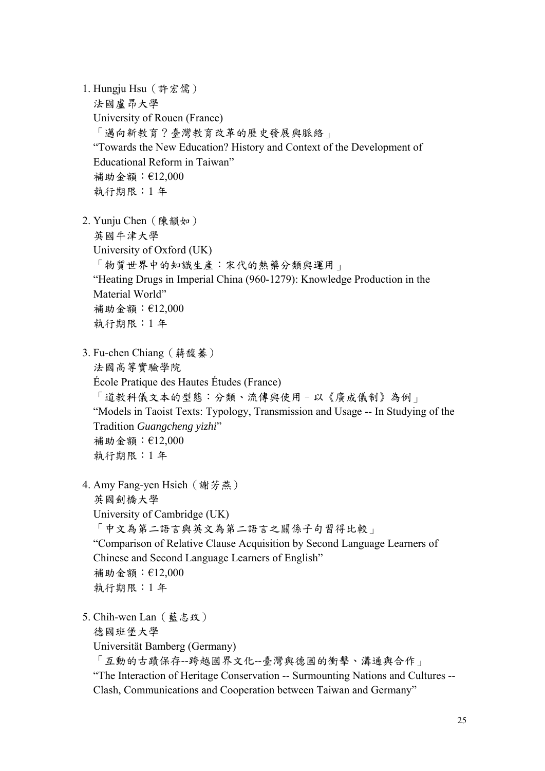1. Hungju Hsu（許宏儒）
   法國盧昂大學
   University of Rouen (France)
   「邁向新教育？臺灣教育改革的歷史發展與脈絡」
   "Towards the New Education? History and Context of the Development of Educational Reform in Taiwan"
   補助金額：€12,000
   執行期限：1 年

2. Yunju Chen（陳韻如）
   英國牛津大學
   University of Oxford (UK)
   「物質世界中的知識生產：宋代的熱藥分類與運用」
   "Heating Drugs in Imperial China (960-1279): Knowledge Production in the Material World"
   補助金額：€12,000
   執行期限：1 年

3. Fu-chen Chiang（蔣馥蓁）
   法國高等實驗學院
   École Pratique des Hautes Études (France)
   「道教科儀文本的型態：分類、流傳與使用－以《廣成儀制》為例」
   "Models in Taoist Texts: Typology, Transmission and Usage -- In Studying of the Tradition *Guangcheng yizhi*"
   補助金額：€12,000
   執行期限：1 年

4. Amy Fang-yen Hsieh（謝芳燕）
   英國劍橋大學
   University of Cambridge (UK)
   「中文為第二語言與英文為第二語言之關係子句習得比較」
   "Comparison of Relative Clause Acquisition by Second Language Learners of Chinese and Second Language Learners of English"
   補助金額：€12,000
   執行期限：1 年

5. Chih-wen Lan（藍志玟）
   德國班堡大學
   Universität Bamberg (Germany)
   「互動的古蹟保存--跨越國界文化--臺灣與德國的衝擊、溝通與合作」
   "The Interaction of Heritage Conservation -- Surmounting Nations and Cultures -- Clash, Communications and Cooperation between Taiwan and Germany"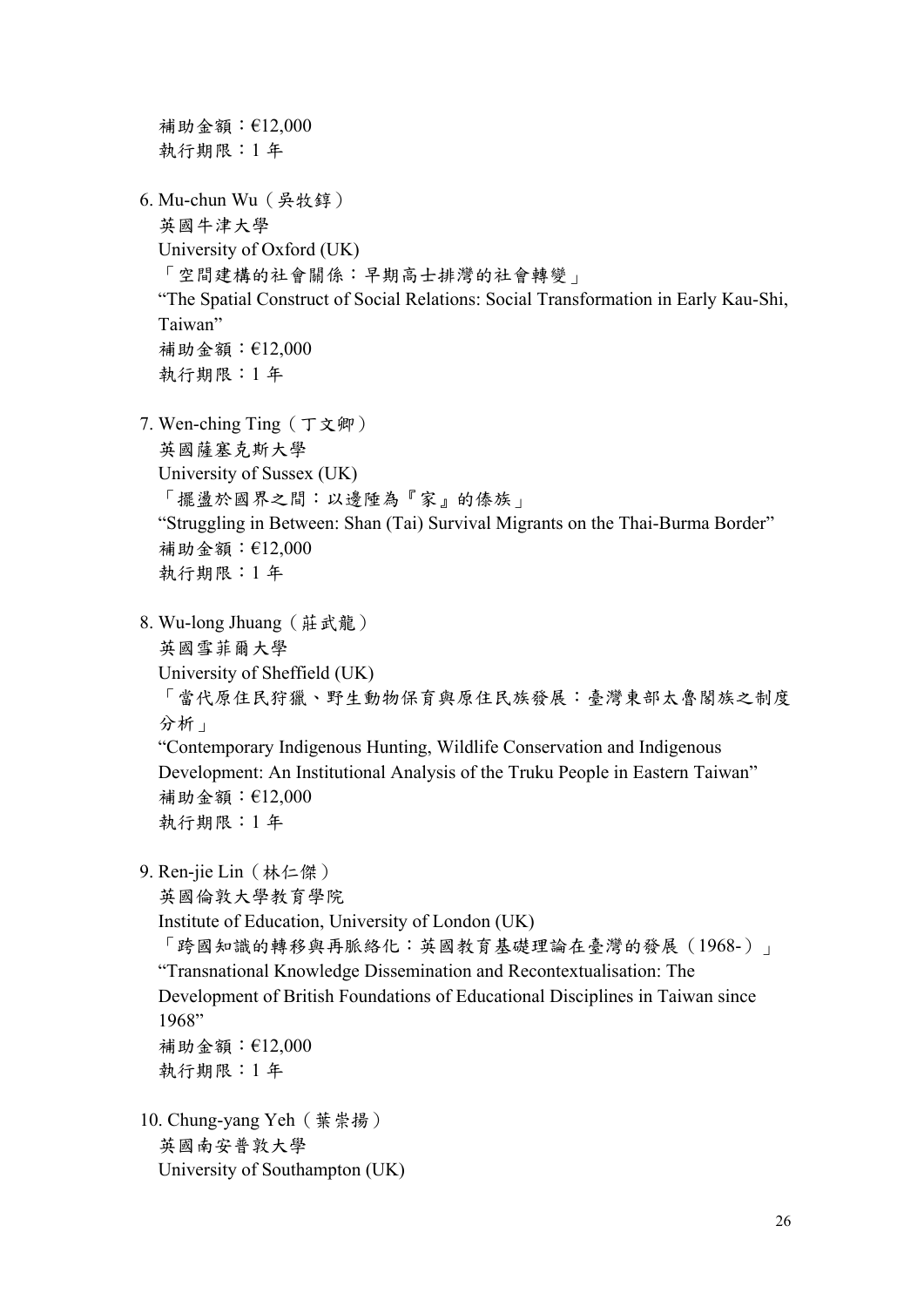補助金額：€12,000
執行期限：1 年

6. Mu-chun Wu（吳牧錞）
   英國牛津大學
   University of Oxford (UK)
   「空間建構的社會關係：早期高士排灣的社會轉變」
   "The Spatial Construct of Social Relations: Social Transformation in Early Kau-Shi, Taiwan"
   補助金額：€12,000
   執行期限：1 年

7. Wen-ching Ting（丁文卿）
   英國薩塞克斯大學
   University of Sussex (UK)
   「擺盪於國界之間：以邊陲為『家』的傣族」
   "Struggling in Between: Shan (Tai) Survival Migrants on the Thai-Burma Border"
   補助金額：€12,000
   執行期限：1 年

8. Wu-long Jhuang（莊武龍）
   英國雪菲爾大學
   University of Sheffield (UK)
   「當代原住民狩獵、野生動物保育與原住民族發展：臺灣東部太魯閣族之制度分析」
   "Contemporary Indigenous Hunting, Wildlife Conservation and Indigenous Development: An Institutional Analysis of the Truku People in Eastern Taiwan"
   補助金額：€12,000
   執行期限：1 年

9. Ren-jie Lin（林仁傑）
   英國倫敦大學教育學院
   Institute of Education, University of London (UK)
   「跨國知識的轉移與再脈絡化：英國教育基礎理論在臺灣的發展（1968-）」
   "Transnational Knowledge Dissemination and Recontextualisation: The Development of British Foundations of Educational Disciplines in Taiwan since 1968"
   補助金額：€12,000
   執行期限：1 年

10. Chung-yang Yeh（葉崇揚）
    英國南安普敦大學
    University of Southampton (UK)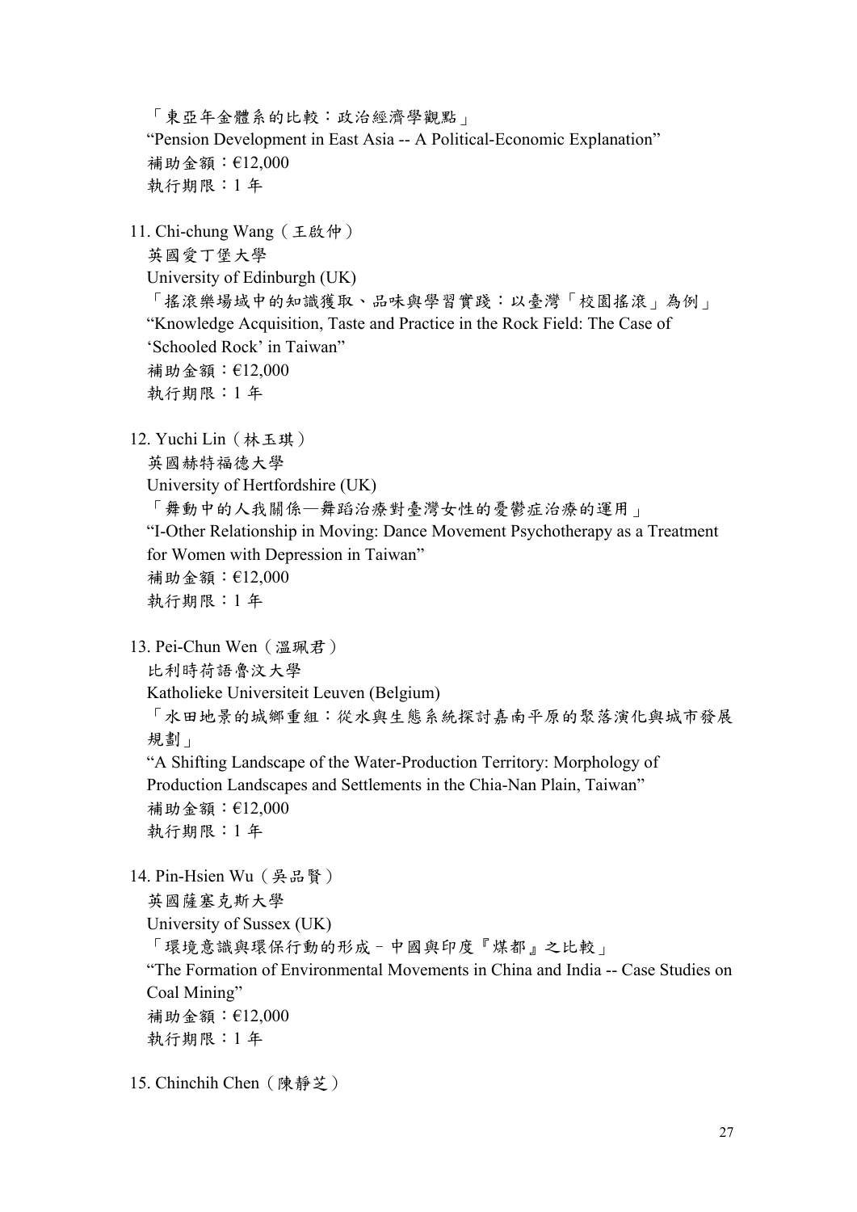「東亞年金體系的比較：政治經濟學觀點」
“Pension Development in East Asia -- A Political-Economic Explanation”
補助金額：€12,000
執行期限：1 年

11. Chi-chung Wang（王啟仲）
   英國愛丁堡大學
   University of Edinburgh (UK)
   「搖滾樂場域中的知識獲取、品味與學習實踐：以臺灣「校園搖滾」為例」
   “Knowledge Acquisition, Taste and Practice in the Rock Field: The Case of ‘Schooled Rock’ in Taiwan”
   補助金額：€12,000
   執行期限：1 年

12. Yuchi Lin（林玉琪）
   英國赫特福德大學
   University of Hertfordshire (UK)
   「舞動中的人我關係—舞蹈治療對臺灣女性的憂鬱症治療的運用」
   “I-Other Relationship in Moving: Dance Movement Psychotherapy as a Treatment for Women with Depression in Taiwan”
   補助金額：€12,000
   執行期限：1 年

13. Pei-Chun Wen（溫珮君）
   比利時荷語魯汶大學
   Katholieke Universiteit Leuven (Belgium)
   「水田地景的城鄉重組：從水與生態系統探討嘉南平原的聚落演化與城市發展規劃」
   “A Shifting Landscape of the Water-Production Territory: Morphology of Production Landscapes and Settlements in the Chia-Nan Plain, Taiwan”
   補助金額：€12,000
   執行期限：1 年

14. Pin-Hsien Wu（吳品賢）
   英國薩塞克斯大學
   University of Sussex (UK)
   「環境意識與環保行動的形成－中國與印度『煤都』之比較」
   “The Formation of Environmental Movements in China and India -- Case Studies on Coal Mining”
   補助金額：€12,000
   執行期限：1 年

15. Chinchih Chen（陳靜芝）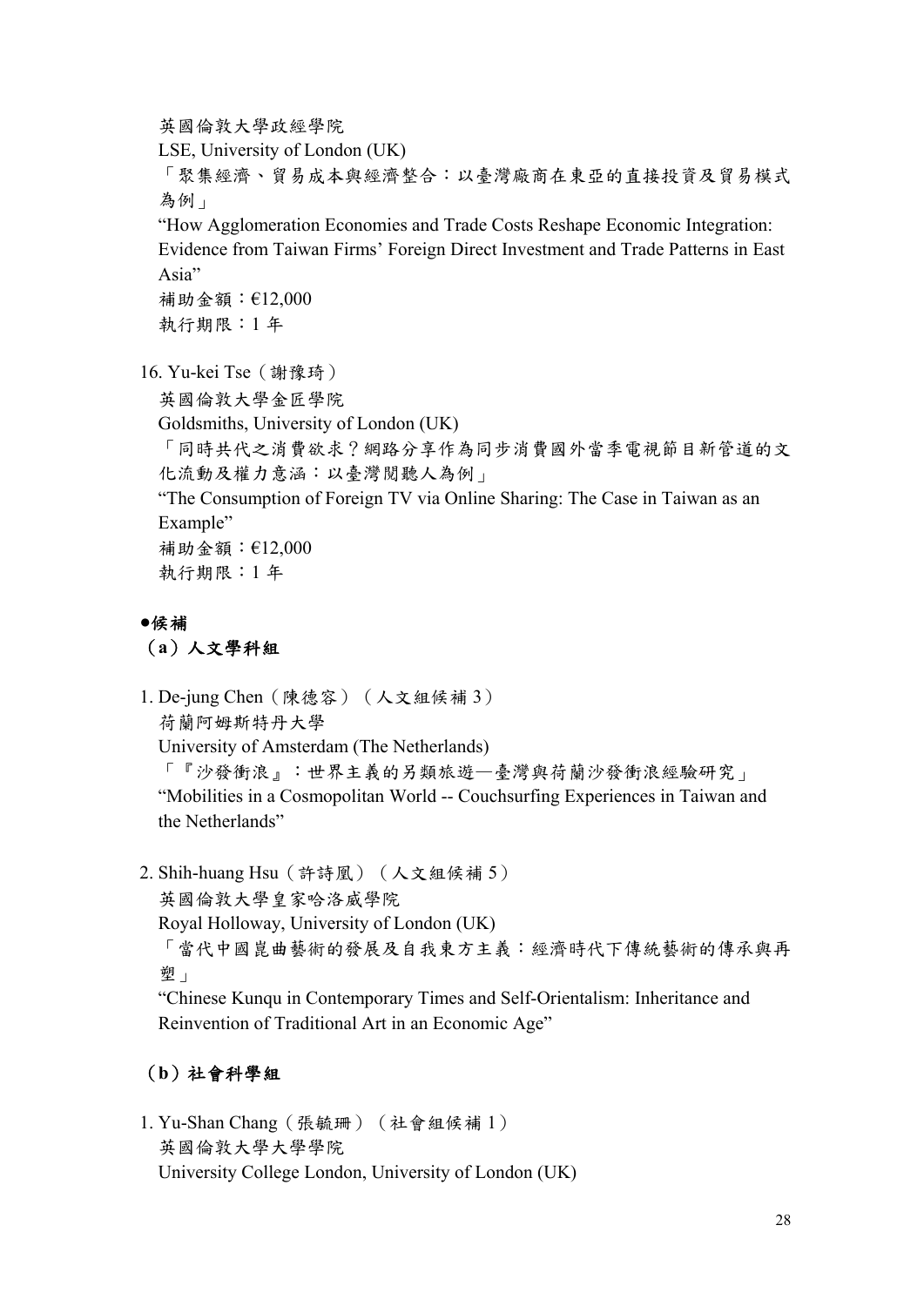英國倫敦大學政經學院  
LSE, University of London (UK)  
「聚集經濟、貿易成本與經濟整合：以臺灣廠商在東亞的直接投資及貿易模式為例」  
“How Agglomeration Economies and Trade Costs Reshape Economic Integration: Evidence from Taiwan Firms’ Foreign Direct Investment and Trade Patterns in East Asia”  
補助金額：€12,000  
執行期限：1 年

16. Yu-kei Tse（謝豫琦）  
英國倫敦大學金匠學院  
Goldsmiths, University of London (UK)  
「同時共代之消費欲求？網路分享作為同步消費國外當季電視節目新管道的文化流動及權力意涵：以臺灣閱聽人為例」  
“The Consumption of Foreign TV via Online Sharing: The Case in Taiwan as an Example”  
補助金額：€12,000  
執行期限：1 年

**●候補**

**（a）人文學科組**

1. De-jung Chen（陳德容）（人文組候補 3）  
荷蘭阿姆斯特丹大學  
University of Amsterdam (The Netherlands)  
「『沙發衝浪』：世界主義的另類旅遊—臺灣與荷蘭沙發衝浪經驗研究」  
“Mobilities in a Cosmopolitan World -- Couchsurfing Experiences in Taiwan and the Netherlands”

2. Shih-huang Hsu（許詩凰）（人文組候補 5）  
英國倫敦大學皇家哈洛威學院  
Royal Holloway, University of London (UK)  
「當代中國崑曲藝術的發展及自我東方主義：經濟時代下傳統藝術的傳承與再塑」  
“Chinese Kunqu in Contemporary Times and Self-Orientalism: Inheritance and Reinvention of Traditional Art in an Economic Age”

**（b）社會科學組**

1. Yu-Shan Chang（張毓珊）（社會組候補 1）  
英國倫敦大學大學學院  
University College London, University of London (UK)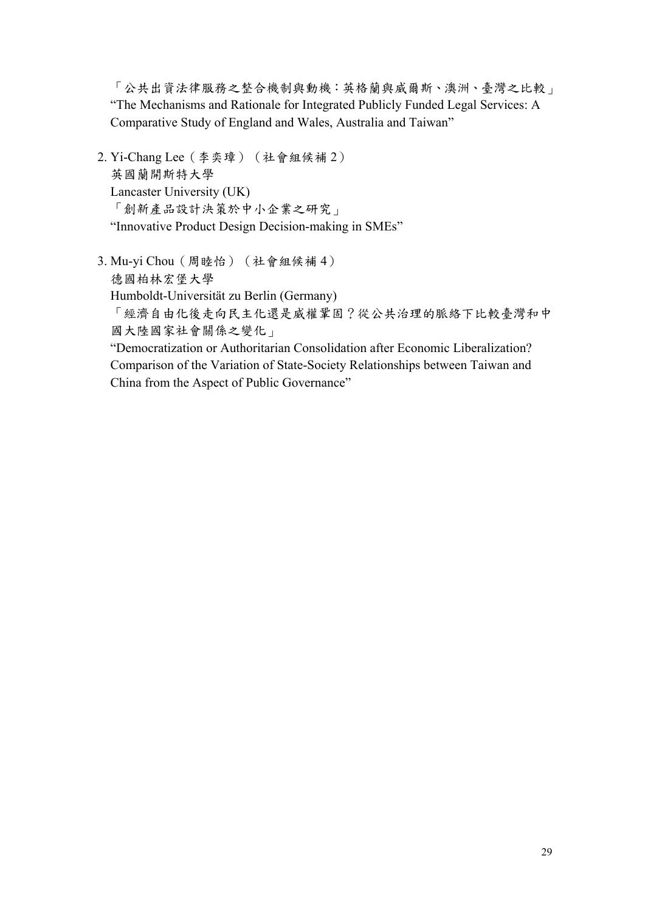「公共出資法律服務之整合機制與動機：英格蘭與威爾斯、澳洲、臺灣之比較」
"The Mechanisms and Rationale for Integrated Publicly Funded Legal Services: A Comparative Study of England and Wales, Australia and Taiwan"

2. Yi-Chang Lee（李奕璋）（社會組候補 2）
   英國蘭開斯特大學
   Lancaster University (UK)
   「創新產品設計決策於中小企業之研究」
   "Innovative Product Design Decision-making in SMEs"

3. Mu-yi Chou（周睦怡）（社會組候補 4）
   德國柏林宏堡大學
   Humboldt-Universität zu Berlin (Germany)
   「經濟自由化後走向民主化還是威權鞏固？從公共治理的脈絡下比較臺灣和中國大陸國家社會關係之變化」
   "Democratization or Authoritarian Consolidation after Economic Liberalization? Comparison of the Variation of State-Society Relationships between Taiwan and China from the Aspect of Public Governance"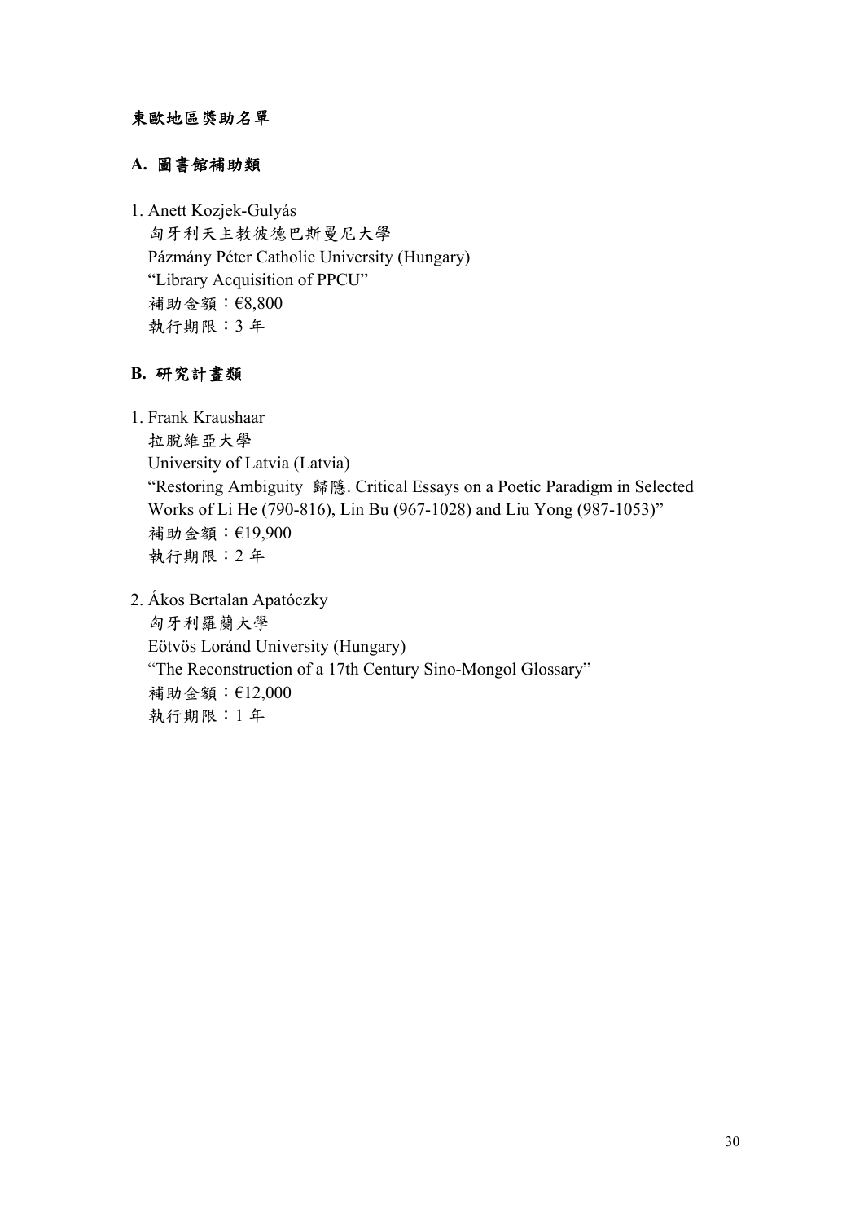# 東歐地區獎助名單

## A. 圖書館補助類

1. Anett Kozjek-Gulyás
   匈牙利天主教彼德巴斯曼尼大學
   Pázmány Péter Catholic University (Hungary)
   "Library Acquisition of PPCU"
   補助金額：€8,800
   執行期限：3 年

## B. 研究計畫類

1. Frank Kraushaar
   拉脫維亞大學
   University of Latvia (Latvia)
   "Restoring Ambiguity 歸隱. Critical Essays on a Poetic Paradigm in Selected Works of Li He (790-816), Lin Bu (967-1028) and Liu Yong (987-1053)"
   補助金額：€19,900
   執行期限：2 年

2. Ákos Bertalan Apatóczky
   匈牙利羅蘭大學
   Eötvös Loránd University (Hungary)
   "The Reconstruction of a 17th Century Sino-Mongol Glossary"
   補助金額：€12,000
   執行期限：1 年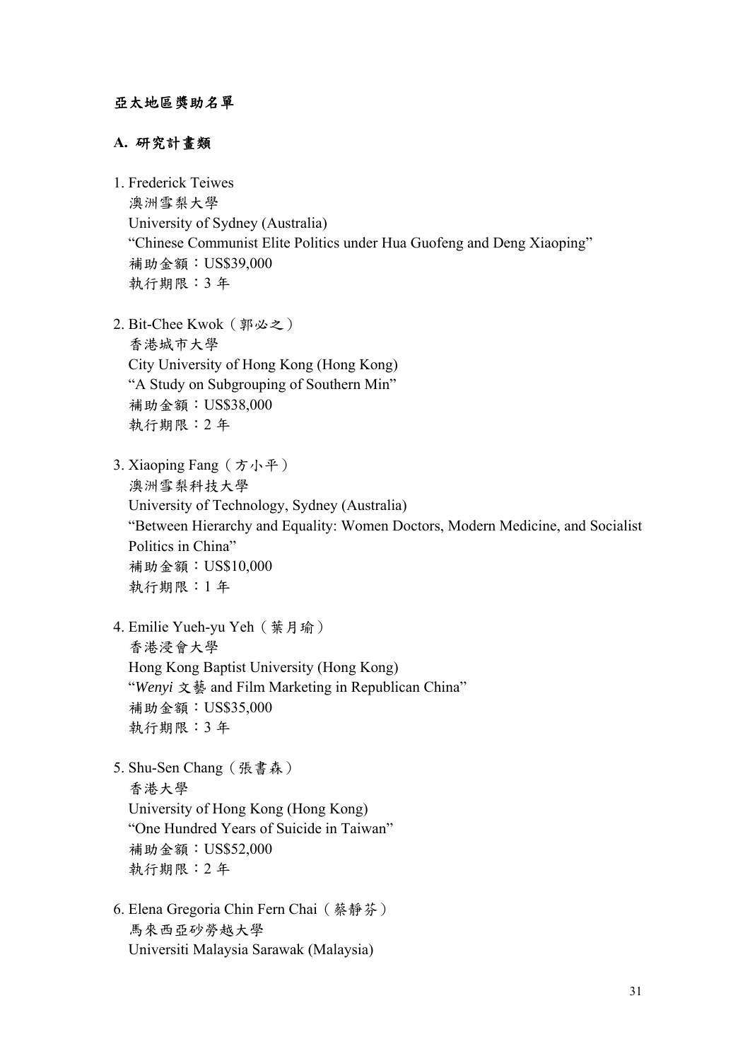## 亞太地區獎助名單

### A. 研究計畫類

1. Frederick Teiwes
   澳洲雪梨大學
   University of Sydney (Australia)
   "Chinese Communist Elite Politics under Hua Guofeng and Deng Xiaoping"
   補助金額：US$39,000
   執行期限：3 年

2. Bit-Chee Kwok（郭必之）
   香港城市大學
   City University of Hong Kong (Hong Kong)
   "A Study on Subgrouping of Southern Min"
   補助金額：US$38,000
   執行期限：2 年

3. Xiaoping Fang（方小平）
   澳洲雪梨科技大學
   University of Technology, Sydney (Australia)
   "Between Hierarchy and Equality: Women Doctors, Modern Medicine, and Socialist Politics in China"
   補助金額：US$10,000
   執行期限：1 年

4. Emilie Yueh-yu Yeh（葉月瑜）
   香港浸會大學
   Hong Kong Baptist University (Hong Kong)
   "*Wenyi* 文藝 and Film Marketing in Republican China"
   補助金額：US$35,000
   執行期限：3 年

5. Shu-Sen Chang（張書森）
   香港大學
   University of Hong Kong (Hong Kong)
   "One Hundred Years of Suicide in Taiwan"
   補助金額：US$52,000
   執行期限：2 年

6. Elena Gregoria Chin Fern Chai（蔡靜芬）
   馬來西亞砂勞越大學
   Universiti Malaysia Sarawak (Malaysia)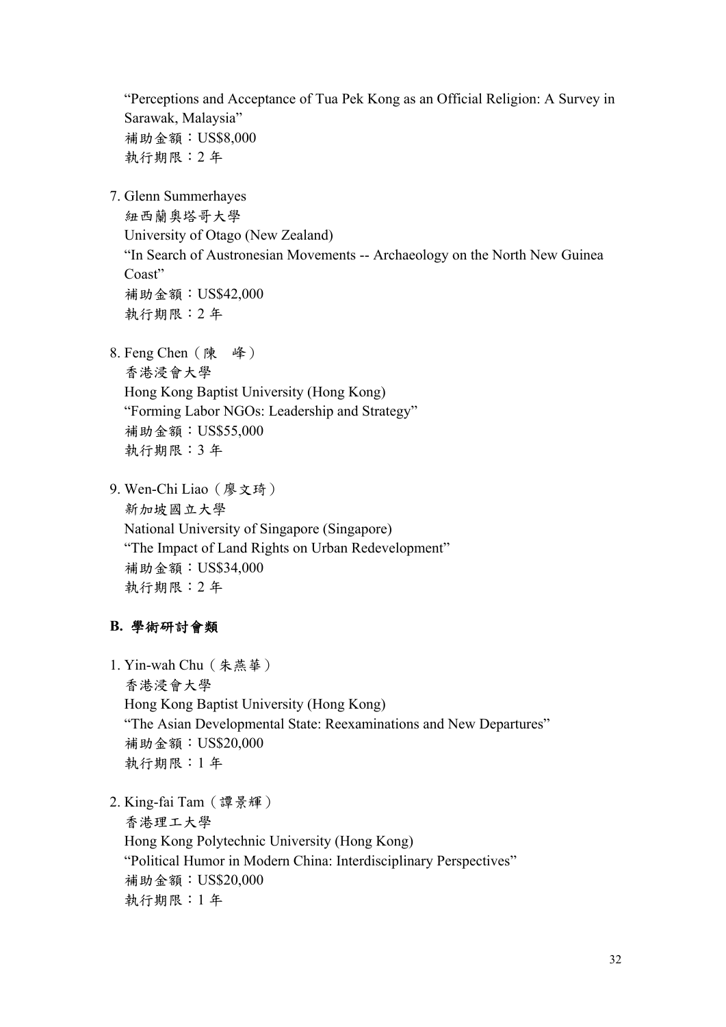"Perceptions and Acceptance of Tua Pek Kong as an Official Religion: A Survey in Sarawak, Malaysia"
補助金額：US$8,000
執行期限：2 年

7. Glenn Summerhayes
   紐西蘭奧塔哥大學
   University of Otago (New Zealand)
   "In Search of Austronesian Movements -- Archaeology on the North New Guinea Coast"
   補助金額：US$42,000
   執行期限：2 年

8. Feng Chen（陳　峰）
   香港浸會大學
   Hong Kong Baptist University (Hong Kong)
   "Forming Labor NGOs: Leadership and Strategy"
   補助金額：US$55,000
   執行期限：3 年

9. Wen-Chi Liao（廖文琦）
   新加坡國立大學
   National University of Singapore (Singapore)
   "The Impact of Land Rights on Urban Redevelopment"
   補助金額：US$34,000
   執行期限：2 年

## B. 學術研討會類

1. Yin-wah Chu（朱燕華）
   香港浸會大學
   Hong Kong Baptist University (Hong Kong)
   "The Asian Developmental State: Reexaminations and New Departures"
   補助金額：US$20,000
   執行期限：1 年

2. King-fai Tam（譚景輝）
   香港理工大學
   Hong Kong Polytechnic University (Hong Kong)
   "Political Humor in Modern China: Interdisciplinary Perspectives"
   補助金額：US$20,000
   執行期限：1 年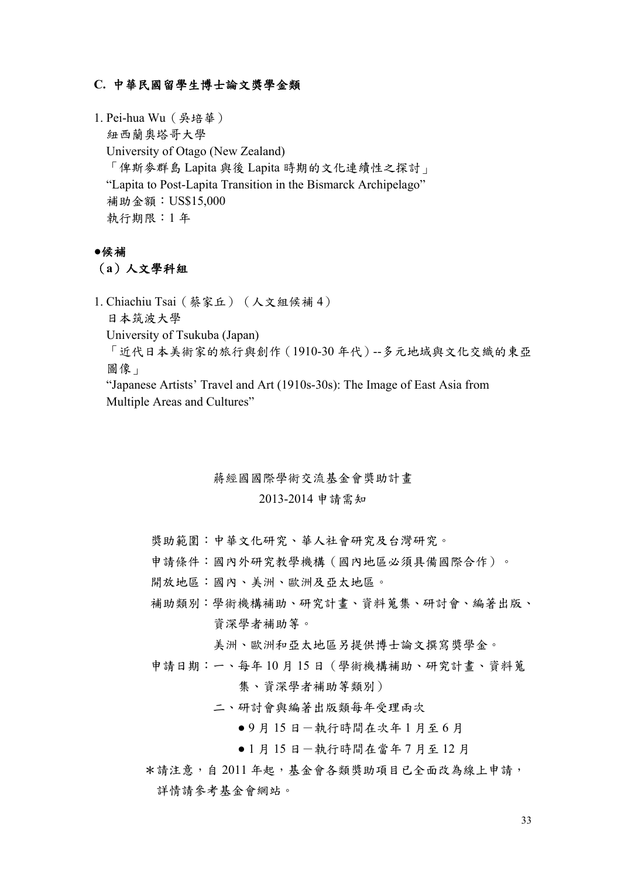### C. 中華民國留學生博士論文獎學金類

1. Pei-hua Wu（吳培華）
   紐西蘭奧塔哥大學
   University of Otago (New Zealand)
   「俾斯麥群島 Lapita 與後 Lapita 時期的文化連續性之探討」
   "Lapita to Post-Lapita Transition in the Bismarck Archipelago"
   補助金額：US$15,000
   執行期限：1 年

**●候補**

**（a）人文學科組**

1. Chiachiu Tsai（蔡家丘）（人文組候補 4）
   日本筑波大學
   University of Tsukuba (Japan)
   「近代日本美術家的旅行與創作（1910-30 年代）--多元地域與文化交織的東亞圖像」
   "Japanese Artists' Travel and Art (1910s-30s): The Image of East Asia from Multiple Areas and Cultures"

蔣經國國際學術交流基金會獎助計畫

2013-2014 申請需知

獎助範圍：中華文化研究、華人社會研究及台灣研究。

申請條件：國內外研究教學機構（國內地區必須具備國際合作）。

開放地區：國內、美洲、歐洲及亞太地區。

補助類別：學術機構補助、研究計畫、資料蒐集、研討會、編著出版、資深學者補助等。

美洲、歐洲和亞太地區另提供博士論文撰寫獎學金。

申請日期：一、每年 10 月 15 日（學術機構補助、研究計畫、資料蒐集、資深學者補助等類別）

二、研討會與編著出版類每年受理兩次

- 9 月 15 日－執行時間在次年 1 月至 6 月
- 1 月 15 日－執行時間在當年 7 月至 12 月

*請注意，自 2011 年起，基金會各類獎助項目已全面改為線上申請，詳情請參考基金會網站。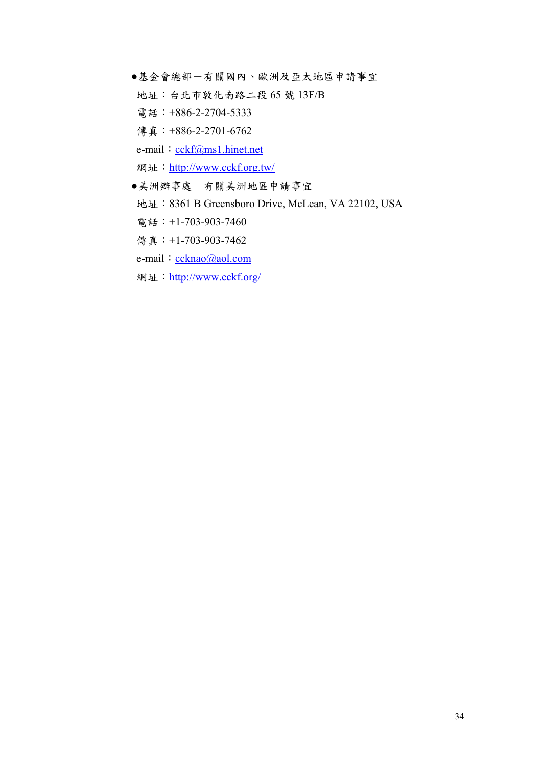●基金會總部－有關國內、歐洲及亞太地區申請事宜

地址：台北市敦化南路二段 65 號 13F/B

電話：+886-2-2704-5333

傳真：+886-2-2701-6762

e-mail：cckf@ms1.hinet.net

網址：http://www.cckf.org.tw/

●美洲辦事處－有關美洲地區申請事宜

地址：8361 B Greensboro Drive, McLean, VA 22102, USA

電話：+1-703-903-7460

傳真：+1-703-903-7462

e-mail：ccknao@aol.com

網址：http://www.cckf.org/